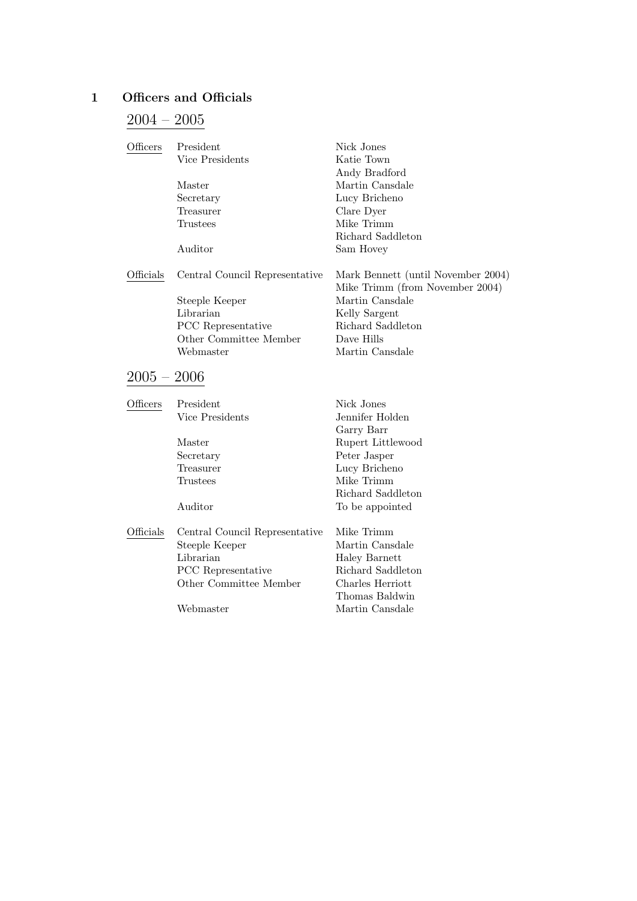# 1 Officers and Officials

## 2004 – 2005

| | | |
|---|---|---|
| Officers | President | Nick Jones |
| | Vice Presidents | Katie Town |
| | | Andy Bradford |
| | Master | Martin Cansdale |
| | Secretary | Lucy Bricheno |
| | Treasurer | Clare Dyer |
| | Trustees | Mike Trimm |
| | | Richard Saddleton |
| | Auditor | Sam Hovey |
| Officials | Central Council Representative | Mark Bennett (until November 2004) |
| | | Mike Trimm (from November 2004) |
| | Steeple Keeper | Martin Cansdale |
| | Librarian | Kelly Sargent |
| | PCC Representative | Richard Saddleton |
| | Other Committee Member | Dave Hills |
| | Webmaster | Martin Cansdale |

## 2005 – 2006

| | | |
|---|---|---|
| Officers | President | Nick Jones |
| | Vice Presidents | Jennifer Holden |
| | | Garry Barr |
| | Master | Rupert Littlewood |
| | Secretary | Peter Jasper |
| | Treasurer | Lucy Bricheno |
| | Trustees | Mike Trimm |
| | | Richard Saddleton |
| | Auditor | To be appointed |
| Officials | Central Council Representative | Mike Trimm |
| | Steeple Keeper | Martin Cansdale |
| | Librarian | Haley Barnett |
| | PCC Representative | Richard Saddleton |
| | Other Committee Member | Charles Herriott |
| | | Thomas Baldwin |
| | Webmaster | Martin Cansdale |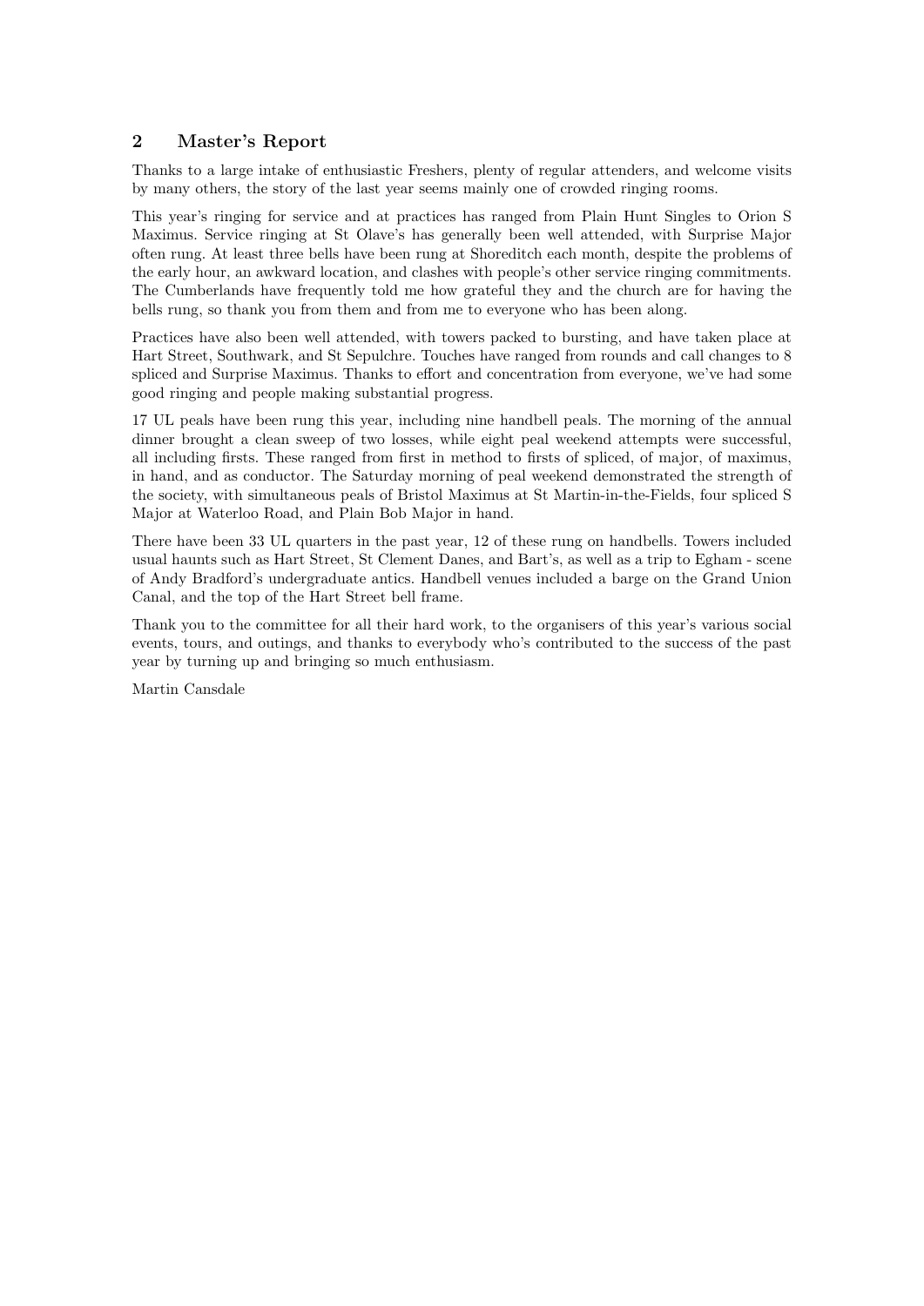## 2 Master's Report

Thanks to a large intake of enthusiastic Freshers, plenty of regular attenders, and welcome visits by many others, the story of the last year seems mainly one of crowded ringing rooms.

This year's ringing for service and at practices has ranged from Plain Hunt Singles to Orion S Maximus. Service ringing at St Olave's has generally been well attended, with Surprise Major often rung. At least three bells have been rung at Shoreditch each month, despite the problems of the early hour, an awkward location, and clashes with people's other service ringing commitments. The Cumberlands have frequently told me how grateful they and the church are for having the bells rung, so thank you from them and from me to everyone who has been along.

Practices have also been well attended, with towers packed to bursting, and have taken place at Hart Street, Southwark, and St Sepulchre. Touches have ranged from rounds and call changes to 8 spliced and Surprise Maximus. Thanks to effort and concentration from everyone, we've had some good ringing and people making substantial progress.

17 UL peals have been rung this year, including nine handbell peals. The morning of the annual dinner brought a clean sweep of two losses, while eight peal weekend attempts were successful, all including firsts. These ranged from first in method to firsts of spliced, of major, of maximus, in hand, and as conductor. The Saturday morning of peal weekend demonstrated the strength of the society, with simultaneous peals of Bristol Maximus at St Martin-in-the-Fields, four spliced S Major at Waterloo Road, and Plain Bob Major in hand.

There have been 33 UL quarters in the past year, 12 of these rung on handbells. Towers included usual haunts such as Hart Street, St Clement Danes, and Bart's, as well as a trip to Egham - scene of Andy Bradford's undergraduate antics. Handbell venues included a barge on the Grand Union Canal, and the top of the Hart Street bell frame.

Thank you to the committee for all their hard work, to the organisers of this year's various social events, tours, and outings, and thanks to everybody who's contributed to the success of the past year by turning up and bringing so much enthusiasm.

Martin Cansdale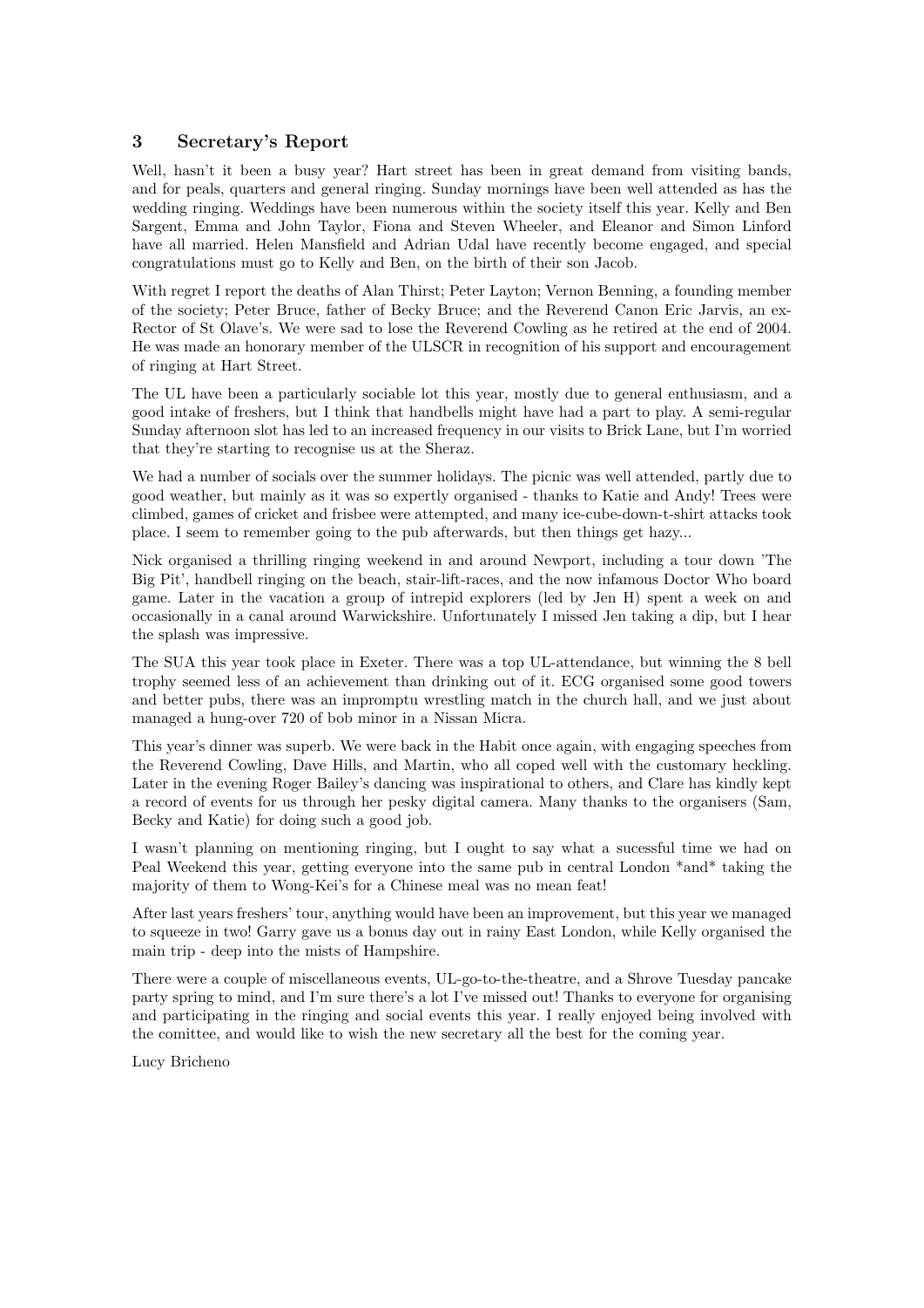## 3 Secretary's Report

Well, hasn't it been a busy year? Hart street has been in great demand from visiting bands, and for peals, quarters and general ringing. Sunday mornings have been well attended as has the wedding ringing. Weddings have been numerous within the society itself this year. Kelly and Ben Sargent, Emma and John Taylor, Fiona and Steven Wheeler, and Eleanor and Simon Linford have all married. Helen Mansfield and Adrian Udal have recently become engaged, and special congratulations must go to Kelly and Ben, on the birth of their son Jacob.

With regret I report the deaths of Alan Thirst; Peter Layton; Vernon Benning, a founding member of the society; Peter Bruce, father of Becky Bruce; and the Reverend Canon Eric Jarvis, an ex-Rector of St Olave's. We were sad to lose the Reverend Cowling as he retired at the end of 2004. He was made an honorary member of the ULSCR in recognition of his support and encouragement of ringing at Hart Street.

The UL have been a particularly sociable lot this year, mostly due to general enthusiasm, and a good intake of freshers, but I think that handbells might have had a part to play. A semi-regular Sunday afternoon slot has led to an increased frequency in our visits to Brick Lane, but I'm worried that they're starting to recognise us at the Sheraz.

We had a number of socials over the summer holidays. The picnic was well attended, partly due to good weather, but mainly as it was so expertly organised - thanks to Katie and Andy! Trees were climbed, games of cricket and frisbee were attempted, and many ice-cube-down-t-shirt attacks took place. I seem to remember going to the pub afterwards, but then things get hazy...

Nick organised a thrilling ringing weekend in and around Newport, including a tour down 'The Big Pit', handbell ringing on the beach, stair-lift-races, and the now infamous Doctor Who board game. Later in the vacation a group of intrepid explorers (led by Jen H) spent a week on and occasionally in a canal around Warwickshire. Unfortunately I missed Jen taking a dip, but I hear the splash was impressive.

The SUA this year took place in Exeter. There was a top UL-attendance, but winning the 8 bell trophy seemed less of an achievement than drinking out of it. ECG organised some good towers and better pubs, there was an impromptu wrestling match in the church hall, and we just about managed a hung-over 720 of bob minor in a Nissan Micra.

This year's dinner was superb. We were back in the Habit once again, with engaging speeches from the Reverend Cowling, Dave Hills, and Martin, who all coped well with the customary heckling. Later in the evening Roger Bailey's dancing was inspirational to others, and Clare has kindly kept a record of events for us through her pesky digital camera. Many thanks to the organisers (Sam, Becky and Katie) for doing such a good job.

I wasn't planning on mentioning ringing, but I ought to say what a sucessful time we had on Peal Weekend this year, getting everyone into the same pub in central London *and* taking the majority of them to Wong-Kei's for a Chinese meal was no mean feat!

After last years freshers' tour, anything would have been an improvement, but this year we managed to squeeze in two! Garry gave us a bonus day out in rainy East London, while Kelly organised the main trip - deep into the mists of Hampshire.

There were a couple of miscellaneous events, UL-go-to-the-theatre, and a Shrove Tuesday pancake party spring to mind, and I'm sure there's a lot I've missed out! Thanks to everyone for organising and participating in the ringing and social events this year. I really enjoyed being involved with the comittee, and would like to wish the new secretary all the best for the coming year.

Lucy Bricheno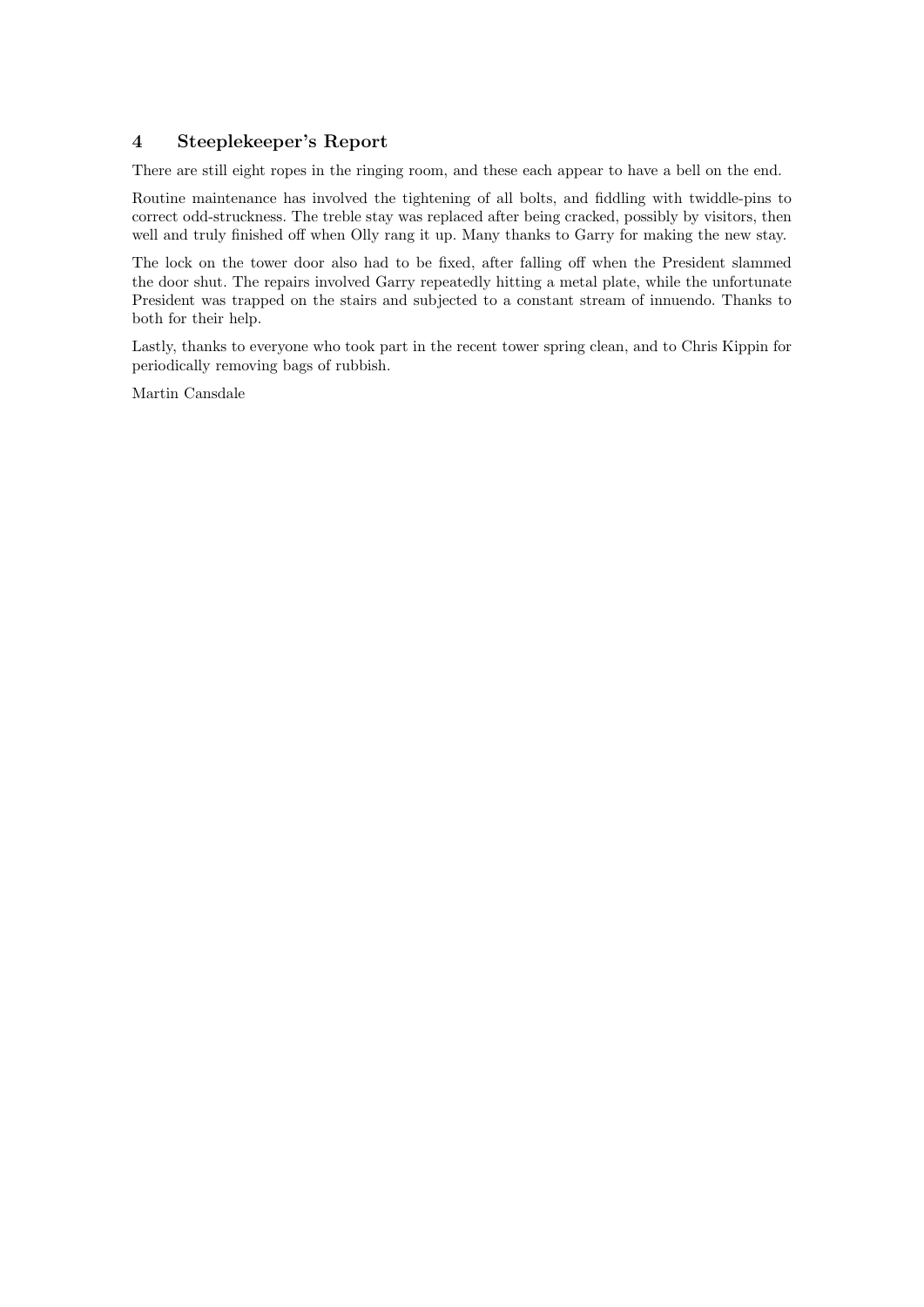## 4 Steeplekeeper's Report

There are still eight ropes in the ringing room, and these each appear to have a bell on the end.

Routine maintenance has involved the tightening of all bolts, and fiddling with twiddle-pins to correct odd-struckness. The treble stay was replaced after being cracked, possibly by visitors, then well and truly finished off when Olly rang it up. Many thanks to Garry for making the new stay.

The lock on the tower door also had to be fixed, after falling off when the President slammed the door shut. The repairs involved Garry repeatedly hitting a metal plate, while the unfortunate President was trapped on the stairs and subjected to a constant stream of innuendo. Thanks to both for their help.

Lastly, thanks to everyone who took part in the recent tower spring clean, and to Chris Kippin for periodically removing bags of rubbish.

Martin Cansdale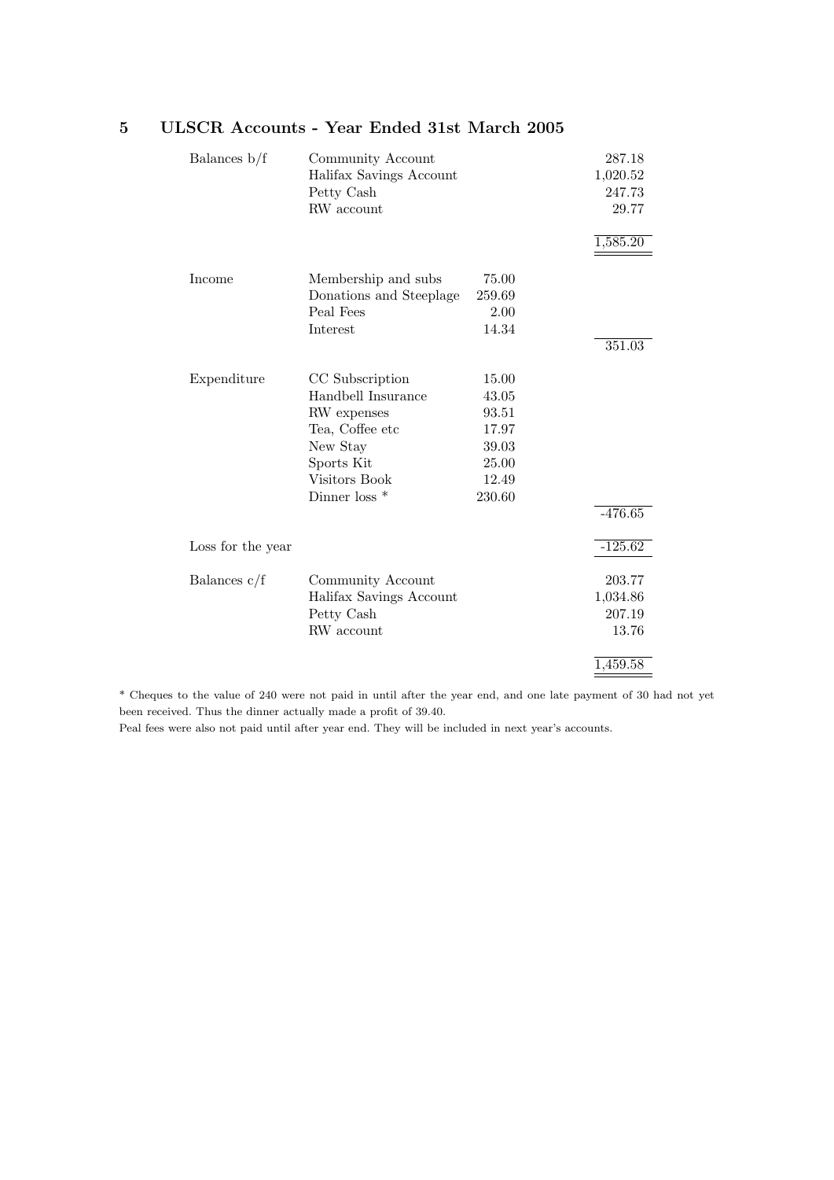## 5 ULSCR Accounts - Year Ended 31st March 2005

| | | | |
|---|---|---|---|
| Balances b/f | Community Account | | 287.18 |
| | Halifax Savings Account | | 1,020.52 |
| | Petty Cash | | 247.73 |
| | RW account | | 29.77 |
| | | | 1,585.20 |
| Income | Membership and subs | 75.00 | |
| | Donations and Steeplage | 259.69 | |
| | Peal Fees | 2.00 | |
| | Interest | 14.34 | |
| | | | 351.03 |
| Expenditure | CC Subscription | 15.00 | |
| | Handbell Insurance | 43.05 | |
| | RW expenses | 93.51 | |
| | Tea, Coffee etc | 17.97 | |
| | New Stay | 39.03 | |
| | Sports Kit | 25.00 | |
| | Visitors Book | 12.49 | |
| | Dinner loss * | 230.60 | |
| | | | -476.65 |
| Loss for the year | | | -125.62 |
| Balances c/f | Community Account | | 203.77 |
| | Halifax Savings Account | | 1,034.86 |
| | Petty Cash | | 207.19 |
| | RW account | | 13.76 |
| | | | 1,459.58 |

* Cheques to the value of 240 were not paid in until after the year end, and one late payment of 30 had not yet been received. Thus the dinner actually made a profit of 39.40.

Peal fees were also not paid until after year end. They will be included in next year's accounts.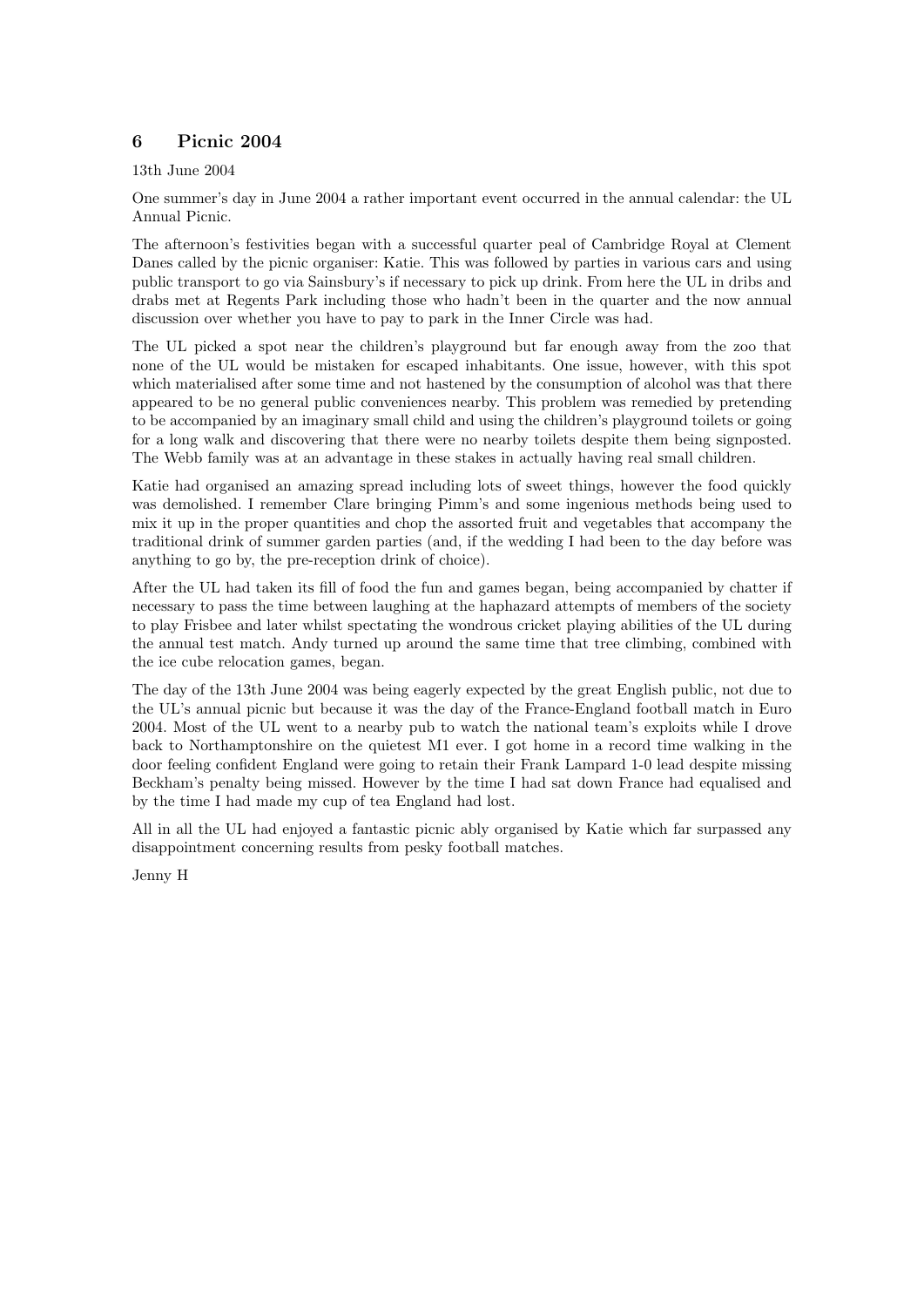## 6 Picnic 2004

13th June 2004

One summer's day in June 2004 a rather important event occurred in the annual calendar: the UL Annual Picnic.

The afternoon's festivities began with a successful quarter peal of Cambridge Royal at Clement Danes called by the picnic organiser: Katie. This was followed by parties in various cars and using public transport to go via Sainsbury's if necessary to pick up drink. From here the UL in dribs and drabs met at Regents Park including those who hadn't been in the quarter and the now annual discussion over whether you have to pay to park in the Inner Circle was had.

The UL picked a spot near the children's playground but far enough away from the zoo that none of the UL would be mistaken for escaped inhabitants. One issue, however, with this spot which materialised after some time and not hastened by the consumption of alcohol was that there appeared to be no general public conveniences nearby. This problem was remedied by pretending to be accompanied by an imaginary small child and using the children's playground toilets or going for a long walk and discovering that there were no nearby toilets despite them being signposted. The Webb family was at an advantage in these stakes in actually having real small children.

Katie had organised an amazing spread including lots of sweet things, however the food quickly was demolished. I remember Clare bringing Pimm's and some ingenious methods being used to mix it up in the proper quantities and chop the assorted fruit and vegetables that accompany the traditional drink of summer garden parties (and, if the wedding I had been to the day before was anything to go by, the pre-reception drink of choice).

After the UL had taken its fill of food the fun and games began, being accompanied by chatter if necessary to pass the time between laughing at the haphazard attempts of members of the society to play Frisbee and later whilst spectating the wondrous cricket playing abilities of the UL during the annual test match. Andy turned up around the same time that tree climbing, combined with the ice cube relocation games, began.

The day of the 13th June 2004 was being eagerly expected by the great English public, not due to the UL's annual picnic but because it was the day of the France-England football match in Euro 2004. Most of the UL went to a nearby pub to watch the national team's exploits while I drove back to Northamptonshire on the quietest M1 ever. I got home in a record time walking in the door feeling confident England were going to retain their Frank Lampard 1-0 lead despite missing Beckham's penalty being missed. However by the time I had sat down France had equalised and by the time I had made my cup of tea England had lost.

All in all the UL had enjoyed a fantastic picnic ably organised by Katie which far surpassed any disappointment concerning results from pesky football matches.

Jenny H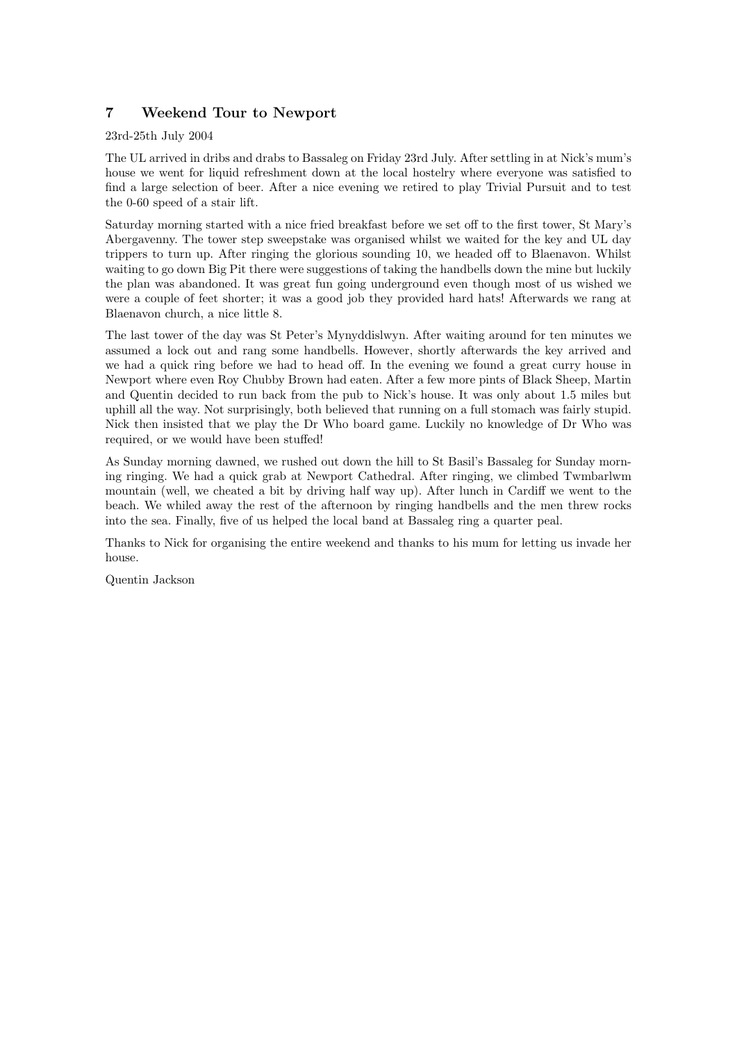## 7 Weekend Tour to Newport

23rd-25th July 2004

The UL arrived in dribs and drabs to Bassaleg on Friday 23rd July. After settling in at Nick's mum's house we went for liquid refreshment down at the local hostelry where everyone was satisfied to find a large selection of beer. After a nice evening we retired to play Trivial Pursuit and to test the 0-60 speed of a stair lift.

Saturday morning started with a nice fried breakfast before we set off to the first tower, St Mary's Abergavenny. The tower step sweepstake was organised whilst we waited for the key and UL day trippers to turn up. After ringing the glorious sounding 10, we headed off to Blaenavon. Whilst waiting to go down Big Pit there were suggestions of taking the handbells down the mine but luckily the plan was abandoned. It was great fun going underground even though most of us wished we were a couple of feet shorter; it was a good job they provided hard hats! Afterwards we rang at Blaenavon church, a nice little 8.

The last tower of the day was St Peter's Mynyddislwyn. After waiting around for ten minutes we assumed a lock out and rang some handbells. However, shortly afterwards the key arrived and we had a quick ring before we had to head off. In the evening we found a great curry house in Newport where even Roy Chubby Brown had eaten. After a few more pints of Black Sheep, Martin and Quentin decided to run back from the pub to Nick's house. It was only about 1.5 miles but uphill all the way. Not surprisingly, both believed that running on a full stomach was fairly stupid. Nick then insisted that we play the Dr Who board game. Luckily no knowledge of Dr Who was required, or we would have been stuffed!

As Sunday morning dawned, we rushed out down the hill to St Basil's Bassaleg for Sunday morning ringing. We had a quick grab at Newport Cathedral. After ringing, we climbed Twmbarlwm mountain (well, we cheated a bit by driving half way up). After lunch in Cardiff we went to the beach. We whiled away the rest of the afternoon by ringing handbells and the men threw rocks into the sea. Finally, five of us helped the local band at Bassaleg ring a quarter peal.

Thanks to Nick for organising the entire weekend and thanks to his mum for letting us invade her house.

Quentin Jackson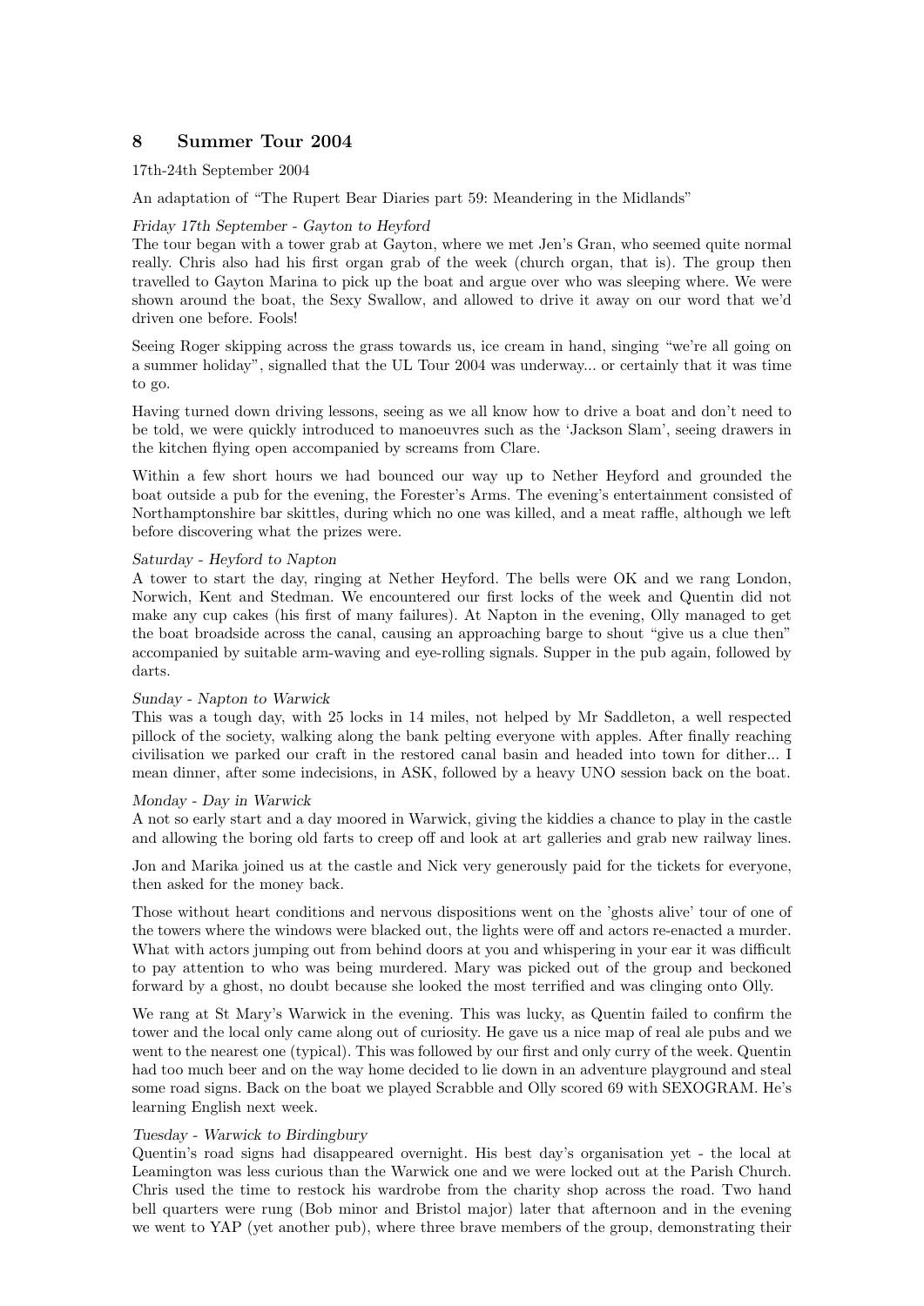## 8 Summer Tour 2004

17th-24th September 2004

An adaptation of "The Rupert Bear Diaries part 59: Meandering in the Midlands"

*Friday 17th September - Gayton to Heyford*
The tour began with a tower grab at Gayton, where we met Jen's Gran, who seemed quite normal really. Chris also had his first organ grab of the week (church organ, that is). The group then travelled to Gayton Marina to pick up the boat and argue over who was sleeping where. We were shown around the boat, the Sexy Swallow, and allowed to drive it away on our word that we'd driven one before. Fools!

Seeing Roger skipping across the grass towards us, ice cream in hand, singing "we're all going on a summer holiday", signalled that the UL Tour 2004 was underway... or certainly that it was time to go.

Having turned down driving lessons, seeing as we all know how to drive a boat and don't need to be told, we were quickly introduced to manoeuvres such as the 'Jackson Slam', seeing drawers in the kitchen flying open accompanied by screams from Clare.

Within a few short hours we had bounced our way up to Nether Heyford and grounded the boat outside a pub for the evening, the Forester's Arms. The evening's entertainment consisted of Northamptonshire bar skittles, during which no one was killed, and a meat raffle, although we left before discovering what the prizes were.

*Saturday - Heyford to Napton*
A tower to start the day, ringing at Nether Heyford. The bells were OK and we rang London, Norwich, Kent and Stedman. We encountered our first locks of the week and Quentin did not make any cup cakes (his first of many failures). At Napton in the evening, Olly managed to get the boat broadside across the canal, causing an approaching barge to shout "give us a clue then" accompanied by suitable arm-waving and eye-rolling signals. Supper in the pub again, followed by darts.

*Sunday - Napton to Warwick*
This was a tough day, with 25 locks in 14 miles, not helped by Mr Saddleton, a well respected pillock of the society, walking along the bank pelting everyone with apples. After finally reaching civilisation we parked our craft in the restored canal basin and headed into town for dither... I mean dinner, after some indecisions, in ASK, followed by a heavy UNO session back on the boat.

*Monday - Day in Warwick*
A not so early start and a day moored in Warwick, giving the kiddies a chance to play in the castle and allowing the boring old farts to creep off and look at art galleries and grab new railway lines.

Jon and Marika joined us at the castle and Nick very generously paid for the tickets for everyone, then asked for the money back.

Those without heart conditions and nervous dispositions went on the 'ghosts alive' tour of one of the towers where the windows were blacked out, the lights were off and actors re-enacted a murder. What with actors jumping out from behind doors at you and whispering in your ear it was difficult to pay attention to who was being murdered. Mary was picked out of the group and beckoned forward by a ghost, no doubt because she looked the most terrified and was clinging onto Olly.

We rang at St Mary's Warwick in the evening. This was lucky, as Quentin failed to confirm the tower and the local only came along out of curiosity. He gave us a nice map of real ale pubs and we went to the nearest one (typical). This was followed by our first and only curry of the week. Quentin had too much beer and on the way home decided to lie down in an adventure playground and steal some road signs. Back on the boat we played Scrabble and Olly scored 69 with SEXOGRAM. He's learning English next week.

*Tuesday - Warwick to Birdingbury*
Quentin's road signs had disappeared overnight. His best day's organisation yet - the local at Leamington was less curious than the Warwick one and we were locked out at the Parish Church. Chris used the time to restock his wardrobe from the charity shop across the road. Two hand bell quarters were rung (Bob minor and Bristol major) later that afternoon and in the evening we went to YAP (yet another pub), where three brave members of the group, demonstrating their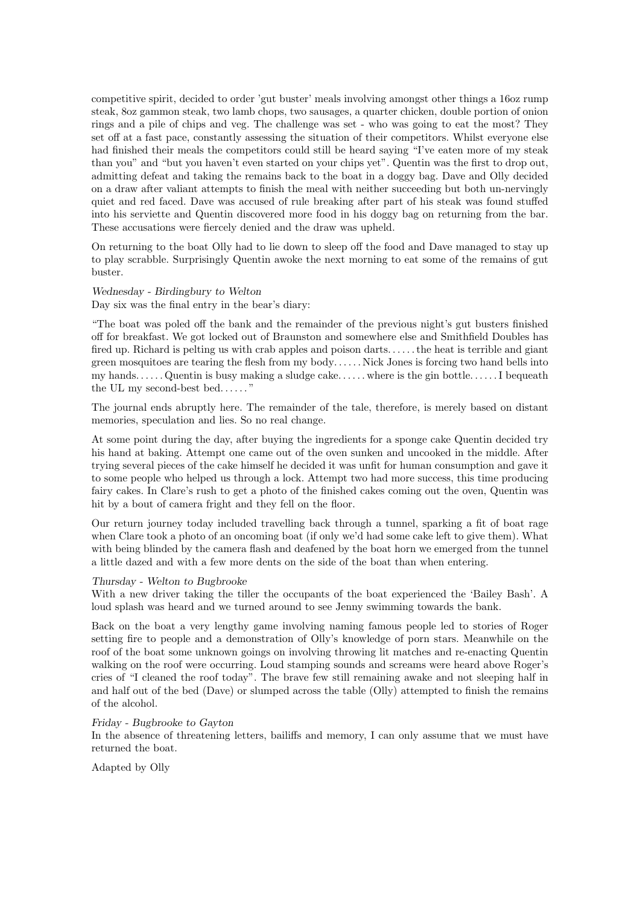competitive spirit, decided to order 'gut buster' meals involving amongst other things a 16oz rump steak, 8oz gammon steak, two lamb chops, two sausages, a quarter chicken, double portion of onion rings and a pile of chips and veg. The challenge was set - who was going to eat the most? They set off at a fast pace, constantly assessing the situation of their competitors. Whilst everyone else had finished their meals the competitors could still be heard saying "I've eaten more of my steak than you" and "but you haven't even started on your chips yet". Quentin was the first to drop out, admitting defeat and taking the remains back to the boat in a doggy bag. Dave and Olly decided on a draw after valiant attempts to finish the meal with neither succeeding but both un-nervingly quiet and red faced. Dave was accused of rule breaking after part of his steak was found stuffed into his serviette and Quentin discovered more food in his doggy bag on returning from the bar. These accusations were fiercely denied and the draw was upheld.

On returning to the boat Olly had to lie down to sleep off the food and Dave managed to stay up to play scrabble. Surprisingly Quentin awoke the next morning to eat some of the remains of gut buster.

*Wednesday - Birdingbury to Welton*

Day six was the final entry in the bear's diary:

"The boat was poled off the bank and the remainder of the previous night's gut busters finished off for breakfast. We got locked out of Braunston and somewhere else and Smithfield Doubles has fired up. Richard is pelting us with crab apples and poison darts. . . . . . the heat is terrible and giant green mosquitoes are tearing the flesh from my body. . . . . . Nick Jones is forcing two hand bells into my hands. . . . . . Quentin is busy making a sludge cake. . . . . . where is the gin bottle. . . . . . I bequeath the UL my second-best bed. . . . . . "

The journal ends abruptly here. The remainder of the tale, therefore, is merely based on distant memories, speculation and lies. So no real change.

At some point during the day, after buying the ingredients for a sponge cake Quentin decided try his hand at baking. Attempt one came out of the oven sunken and uncooked in the middle. After trying several pieces of the cake himself he decided it was unfit for human consumption and gave it to some people who helped us through a lock. Attempt two had more success, this time producing fairy cakes. In Clare's rush to get a photo of the finished cakes coming out the oven, Quentin was hit by a bout of camera fright and they fell on the floor.

Our return journey today included travelling back through a tunnel, sparking a fit of boat rage when Clare took a photo of an oncoming boat (if only we'd had some cake left to give them). What with being blinded by the camera flash and deafened by the boat horn we emerged from the tunnel a little dazed and with a few more dents on the side of the boat than when entering.

*Thursday - Welton to Bugbrooke*

With a new driver taking the tiller the occupants of the boat experienced the 'Bailey Bash'. A loud splash was heard and we turned around to see Jenny swimming towards the bank.

Back on the boat a very lengthy game involving naming famous people led to stories of Roger setting fire to people and a demonstration of Olly's knowledge of porn stars. Meanwhile on the roof of the boat some unknown goings on involving throwing lit matches and re-enacting Quentin walking on the roof were occurring. Loud stamping sounds and screams were heard above Roger's cries of "I cleaned the roof today". The brave few still remaining awake and not sleeping half in and half out of the bed (Dave) or slumped across the table (Olly) attempted to finish the remains of the alcohol.

*Friday - Bugbrooke to Gayton*

In the absence of threatening letters, bailiffs and memory, I can only assume that we must have returned the boat.

Adapted by Olly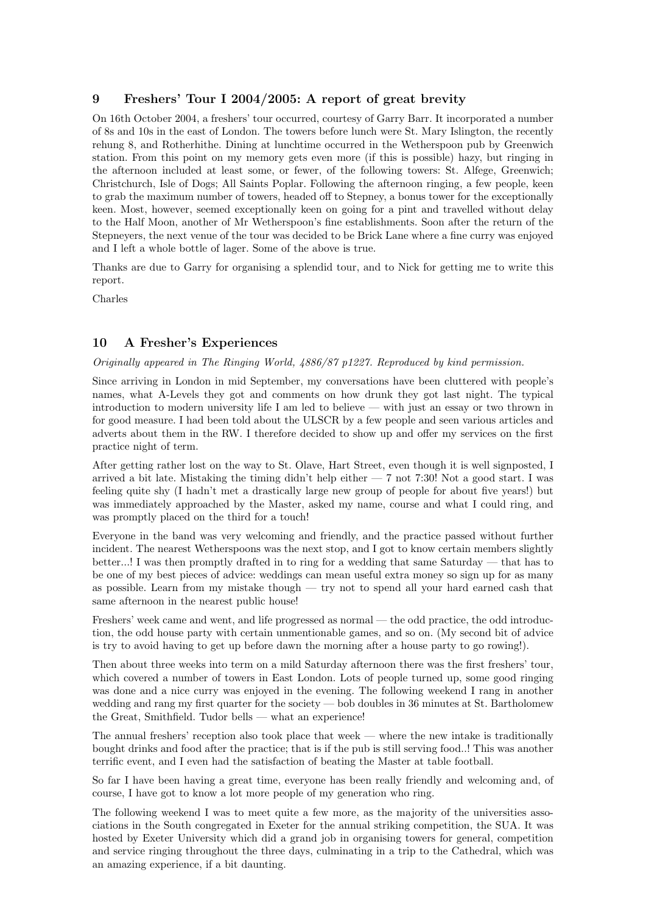## 9 Freshers' Tour I 2004/2005: A report of great brevity

On 16th October 2004, a freshers' tour occurred, courtesy of Garry Barr. It incorporated a number of 8s and 10s in the east of London. The towers before lunch were St. Mary Islington, the recently rehung 8, and Rotherhithe. Dining at lunchtime occurred in the Wetherspoon pub by Greenwich station. From this point on my memory gets even more (if this is possible) hazy, but ringing in the afternoon included at least some, or fewer, of the following towers: St. Alfege, Greenwich; Christchurch, Isle of Dogs; All Saints Poplar. Following the afternoon ringing, a few people, keen to grab the maximum number of towers, headed off to Stepney, a bonus tower for the exceptionally keen. Most, however, seemed exceptionally keen on going for a pint and travelled without delay to the Half Moon, another of Mr Wetherspoon's fine establishments. Soon after the return of the Stepneyers, the next venue of the tour was decided to be Brick Lane where a fine curry was enjoyed and I left a whole bottle of lager. Some of the above is true.

Thanks are due to Garry for organising a splendid tour, and to Nick for getting me to write this report.

Charles

## 10 A Fresher's Experiences

*Originally appeared in The Ringing World, 4886/87 p1227. Reproduced by kind permission.*

Since arriving in London in mid September, my conversations have been cluttered with people's names, what A-Levels they got and comments on how drunk they got last night. The typical introduction to modern university life I am led to believe — with just an essay or two thrown in for good measure. I had been told about the ULSCR by a few people and seen various articles and adverts about them in the RW. I therefore decided to show up and offer my services on the first practice night of term.

After getting rather lost on the way to St. Olave, Hart Street, even though it is well signposted, I arrived a bit late. Mistaking the timing didn't help either — 7 not 7:30! Not a good start. I was feeling quite shy (I hadn't met a drastically large new group of people for about five years!) but was immediately approached by the Master, asked my name, course and what I could ring, and was promptly placed on the third for a touch!

Everyone in the band was very welcoming and friendly, and the practice passed without further incident. The nearest Wetherspoons was the next stop, and I got to know certain members slightly better...! I was then promptly drafted in to ring for a wedding that same Saturday — that has to be one of my best pieces of advice: weddings can mean useful extra money so sign up for as many as possible. Learn from my mistake though — try not to spend all your hard earned cash that same afternoon in the nearest public house!

Freshers' week came and went, and life progressed as normal — the odd practice, the odd introduction, the odd house party with certain unmentionable games, and so on. (My second bit of advice is try to avoid having to get up before dawn the morning after a house party to go rowing!).

Then about three weeks into term on a mild Saturday afternoon there was the first freshers' tour, which covered a number of towers in East London. Lots of people turned up, some good ringing was done and a nice curry was enjoyed in the evening. The following weekend I rang in another wedding and rang my first quarter for the society — bob doubles in 36 minutes at St. Bartholomew the Great, Smithfield. Tudor bells — what an experience!

The annual freshers' reception also took place that week — where the new intake is traditionally bought drinks and food after the practice; that is if the pub is still serving food..! This was another terrific event, and I even had the satisfaction of beating the Master at table football.

So far I have been having a great time, everyone has been really friendly and welcoming and, of course, I have got to know a lot more people of my generation who ring.

The following weekend I was to meet quite a few more, as the majority of the universities associations in the South congregated in Exeter for the annual striking competition, the SUA. It was hosted by Exeter University which did a grand job in organising towers for general, competition and service ringing throughout the three days, culminating in a trip to the Cathedral, which was an amazing experience, if a bit daunting.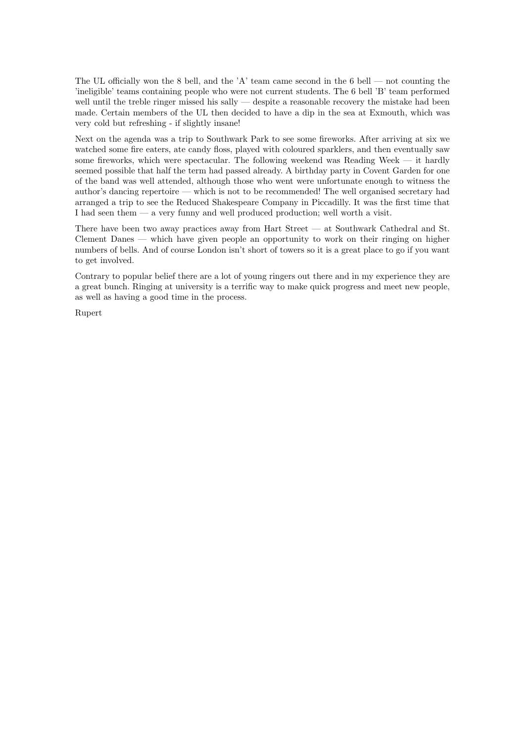The UL officially won the 8 bell, and the 'A' team came second in the 6 bell — not counting the 'ineligible' teams containing people who were not current students. The 6 bell 'B' team performed well until the treble ringer missed his sally — despite a reasonable recovery the mistake had been made. Certain members of the UL then decided to have a dip in the sea at Exmouth, which was very cold but refreshing - if slightly insane!

Next on the agenda was a trip to Southwark Park to see some fireworks. After arriving at six we watched some fire eaters, ate candy floss, played with coloured sparklers, and then eventually saw some fireworks, which were spectacular. The following weekend was Reading Week — it hardly seemed possible that half the term had passed already. A birthday party in Covent Garden for one of the band was well attended, although those who went were unfortunate enough to witness the author's dancing repertoire — which is not to be recommended! The well organised secretary had arranged a trip to see the Reduced Shakespeare Company in Piccadilly. It was the first time that I had seen them — a very funny and well produced production; well worth a visit.

There have been two away practices away from Hart Street — at Southwark Cathedral and St. Clement Danes — which have given people an opportunity to work on their ringing on higher numbers of bells. And of course London isn't short of towers so it is a great place to go if you want to get involved.

Contrary to popular belief there are a lot of young ringers out there and in my experience they are a great bunch. Ringing at university is a terrific way to make quick progress and meet new people, as well as having a good time in the process.

Rupert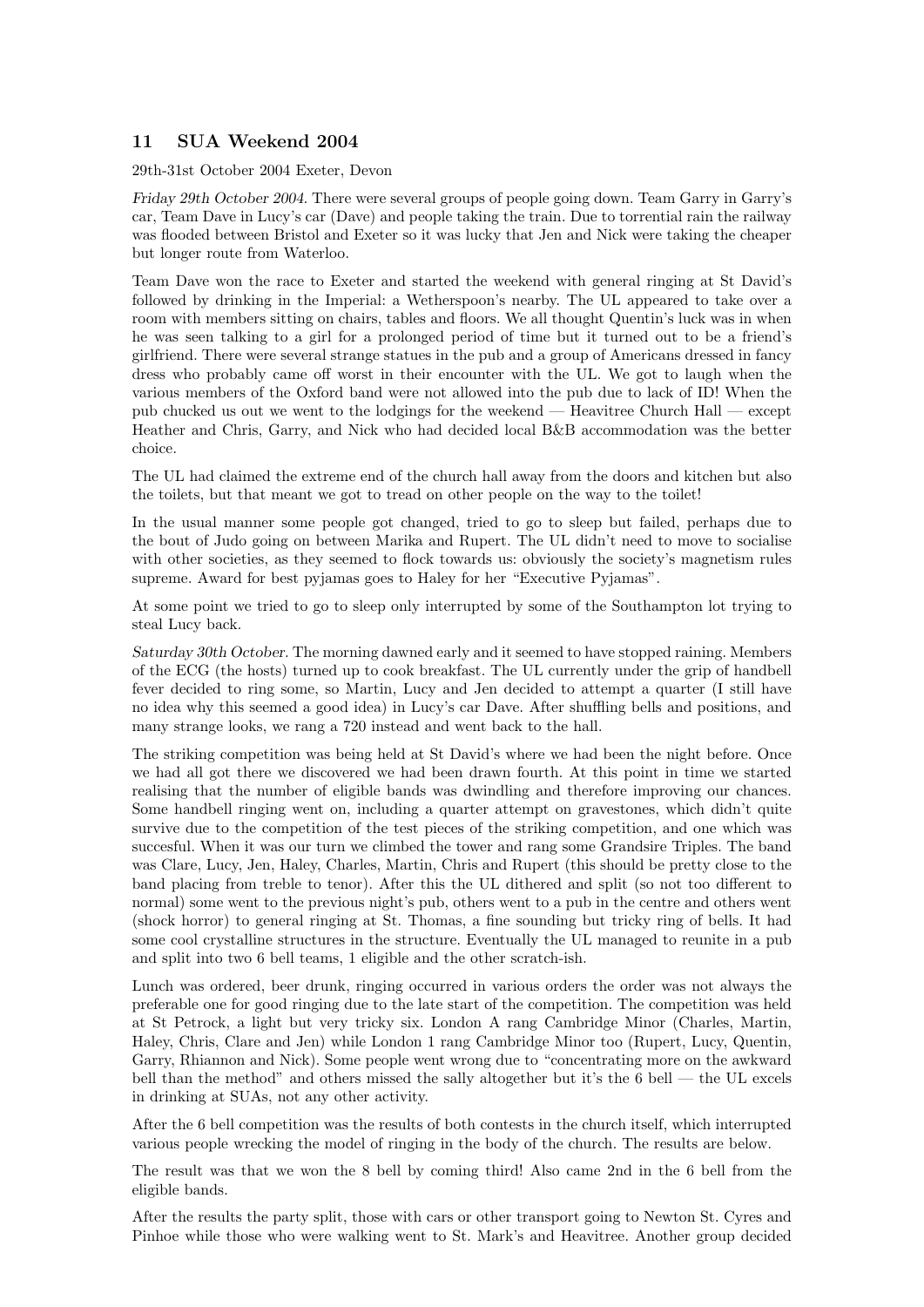## 11 SUA Weekend 2004

29th-31st October 2004 Exeter, Devon

*Friday 29th October 2004.* There were several groups of people going down. Team Garry in Garry's car, Team Dave in Lucy's car (Dave) and people taking the train. Due to torrential rain the railway was flooded between Bristol and Exeter so it was lucky that Jen and Nick were taking the cheaper but longer route from Waterloo.

Team Dave won the race to Exeter and started the weekend with general ringing at St David's followed by drinking in the Imperial: a Wetherspoon's nearby. The UL appeared to take over a room with members sitting on chairs, tables and floors. We all thought Quentin's luck was in when he was seen talking to a girl for a prolonged period of time but it turned out to be a friend's girlfriend. There were several strange statues in the pub and a group of Americans dressed in fancy dress who probably came off worst in their encounter with the UL. We got to laugh when the various members of the Oxford band were not allowed into the pub due to lack of ID! When the pub chucked us out we went to the lodgings for the weekend — Heavitree Church Hall — except Heather and Chris, Garry, and Nick who had decided local B&B accommodation was the better choice.

The UL had claimed the extreme end of the church hall away from the doors and kitchen but also the toilets, but that meant we got to tread on other people on the way to the toilet!

In the usual manner some people got changed, tried to go to sleep but failed, perhaps due to the bout of Judo going on between Marika and Rupert. The UL didn't need to move to socialise with other societies, as they seemed to flock towards us: obviously the society's magnetism rules supreme. Award for best pyjamas goes to Haley for her "Executive Pyjamas".

At some point we tried to go to sleep only interrupted by some of the Southampton lot trying to steal Lucy back.

*Saturday 30th October.* The morning dawned early and it seemed to have stopped raining. Members of the ECG (the hosts) turned up to cook breakfast. The UL currently under the grip of handbell fever decided to ring some, so Martin, Lucy and Jen decided to attempt a quarter (I still have no idea why this seemed a good idea) in Lucy's car Dave. After shuffling bells and positions, and many strange looks, we rang a 720 instead and went back to the hall.

The striking competition was being held at St David's where we had been the night before. Once we had all got there we discovered we had been drawn fourth. At this point in time we started realising that the number of eligible bands was dwindling and therefore improving our chances. Some handbell ringing went on, including a quarter attempt on gravestones, which didn't quite survive due to the competition of the test pieces of the striking competition, and one which was succesful. When it was our turn we climbed the tower and rang some Grandsire Triples. The band was Clare, Lucy, Jen, Haley, Charles, Martin, Chris and Rupert (this should be pretty close to the band placing from treble to tenor). After this the UL dithered and split (so not too different to normal) some went to the previous night's pub, others went to a pub in the centre and others went (shock horror) to general ringing at St. Thomas, a fine sounding but tricky ring of bells. It had some cool crystalline structures in the structure. Eventually the UL managed to reunite in a pub and split into two 6 bell teams, 1 eligible and the other scratch-ish.

Lunch was ordered, beer drunk, ringing occurred in various orders the order was not always the preferable one for good ringing due to the late start of the competition. The competition was held at St Petrock, a light but very tricky six. London A rang Cambridge Minor (Charles, Martin, Haley, Chris, Clare and Jen) while London 1 rang Cambridge Minor too (Rupert, Lucy, Quentin, Garry, Rhiannon and Nick). Some people went wrong due to "concentrating more on the awkward bell than the method" and others missed the sally altogether but it's the 6 bell — the UL excels in drinking at SUAs, not any other activity.

After the 6 bell competition was the results of both contests in the church itself, which interrupted various people wrecking the model of ringing in the body of the church. The results are below.

The result was that we won the 8 bell by coming third! Also came 2nd in the 6 bell from the eligible bands.

After the results the party split, those with cars or other transport going to Newton St. Cyres and Pinhoe while those who were walking went to St. Mark's and Heavitree. Another group decided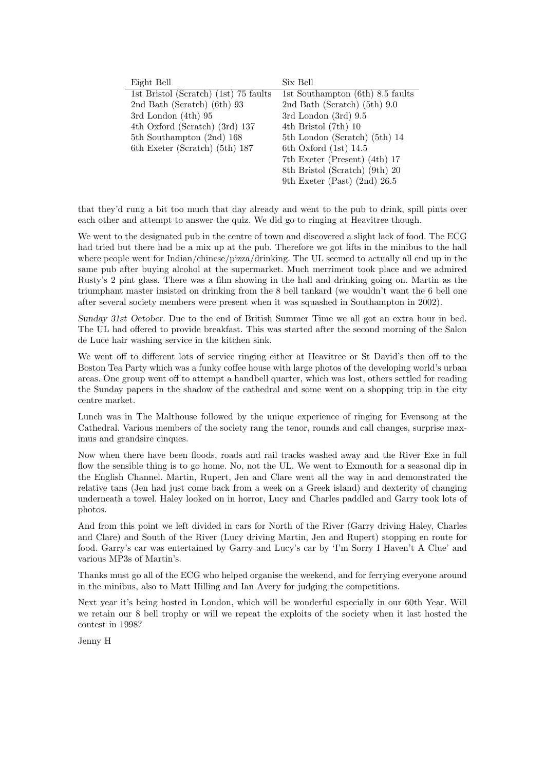| Eight Bell | Six Bell |
|---|---|
| 1st Bristol (Scratch) (1st) 75 faults | 1st Southampton (6th) 8.5 faults |
| 2nd Bath (Scratch) (6th) 93 | 2nd Bath (Scratch) (5th) 9.0 |
| 3rd London (4th) 95 | 3rd London (3rd) 9.5 |
| 4th Oxford (Scratch) (3rd) 137 | 4th Bristol (7th) 10 |
| 5th Southampton (2nd) 168 | 5th London (Scratch) (5th) 14 |
| 6th Exeter (Scratch) (5th) 187 | 6th Oxford (1st) 14.5 |
| | 7th Exeter (Present) (4th) 17 |
| | 8th Bristol (Scratch) (9th) 20 |
| | 9th Exeter (Past) (2nd) 26.5 |

that they'd rung a bit too much that day already and went to the pub to drink, spill pints over each other and attempt to answer the quiz. We did go to ringing at Heavitree though.

We went to the designated pub in the centre of town and discovered a slight lack of food. The ECG had tried but there had be a mix up at the pub. Therefore we got lifts in the minibus to the hall where people went for Indian/chinese/pizza/drinking. The UL seemed to actually all end up in the same pub after buying alcohol at the supermarket. Much merriment took place and we admired Rusty's 2 pint glass. There was a film showing in the hall and drinking going on. Martin as the triumphant master insisted on drinking from the 8 bell tankard (we wouldn't want the 6 bell one after several society members were present when it was squashed in Southampton in 2002).

*Sunday 31st October.* Due to the end of British Summer Time we all got an extra hour in bed. The UL had offered to provide breakfast. This was started after the second morning of the Salon de Luce hair washing service in the kitchen sink.

We went off to different lots of service ringing either at Heavitree or St David's then off to the Boston Tea Party which was a funky coffee house with large photos of the developing world's urban areas. One group went off to attempt a handbell quarter, which was lost, others settled for reading the Sunday papers in the shadow of the cathedral and some went on a shopping trip in the city centre market.

Lunch was in The Malthouse followed by the unique experience of ringing for Evensong at the Cathedral. Various members of the society rang the tenor, rounds and call changes, surprise maximus and grandsire cinques.

Now when there have been floods, roads and rail tracks washed away and the River Exe in full flow the sensible thing is to go home. No, not the UL. We went to Exmouth for a seasonal dip in the English Channel. Martin, Rupert, Jen and Clare went all the way in and demonstrated the relative tans (Jen had just come back from a week on a Greek island) and dexterity of changing underneath a towel. Haley looked on in horror, Lucy and Charles paddled and Garry took lots of photos.

And from this point we left divided in cars for North of the River (Garry driving Haley, Charles and Clare) and South of the River (Lucy driving Martin, Jen and Rupert) stopping en route for food. Garry's car was entertained by Garry and Lucy's car by 'I'm Sorry I Haven't A Clue' and various MP3s of Martin's.

Thanks must go all of the ECG who helped organise the weekend, and for ferrying everyone around in the minibus, also to Matt Hilling and Ian Avery for judging the competitions.

Next year it's being hosted in London, which will be wonderful especially in our 60th Year. Will we retain our 8 bell trophy or will we repeat the exploits of the society when it last hosted the contest in 1998?

Jenny H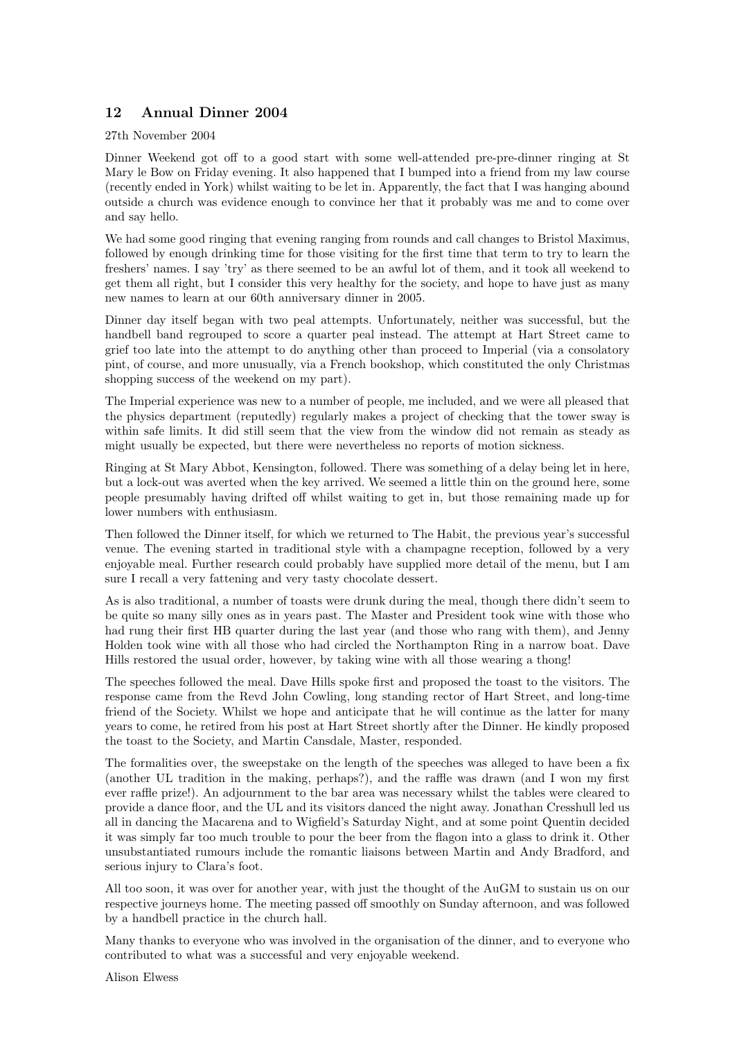## 12 Annual Dinner 2004

27th November 2004

Dinner Weekend got off to a good start with some well-attended pre-pre-dinner ringing at St Mary le Bow on Friday evening. It also happened that I bumped into a friend from my law course (recently ended in York) whilst waiting to be let in. Apparently, the fact that I was hanging abound outside a church was evidence enough to convince her that it probably was me and to come over and say hello.

We had some good ringing that evening ranging from rounds and call changes to Bristol Maximus, followed by enough drinking time for those visiting for the first time that term to try to learn the freshers' names. I say 'try' as there seemed to be an awful lot of them, and it took all weekend to get them all right, but I consider this very healthy for the society, and hope to have just as many new names to learn at our 60th anniversary dinner in 2005.

Dinner day itself began with two peal attempts. Unfortunately, neither was successful, but the handbell band regrouped to score a quarter peal instead. The attempt at Hart Street came to grief too late into the attempt to do anything other than proceed to Imperial (via a consolatory pint, of course, and more unusually, via a French bookshop, which constituted the only Christmas shopping success of the weekend on my part).

The Imperial experience was new to a number of people, me included, and we were all pleased that the physics department (reputedly) regularly makes a project of checking that the tower sway is within safe limits. It did still seem that the view from the window did not remain as steady as might usually be expected, but there were nevertheless no reports of motion sickness.

Ringing at St Mary Abbot, Kensington, followed. There was something of a delay being let in here, but a lock-out was averted when the key arrived. We seemed a little thin on the ground here, some people presumably having drifted off whilst waiting to get in, but those remaining made up for lower numbers with enthusiasm.

Then followed the Dinner itself, for which we returned to The Habit, the previous year's successful venue. The evening started in traditional style with a champagne reception, followed by a very enjoyable meal. Further research could probably have supplied more detail of the menu, but I am sure I recall a very fattening and very tasty chocolate dessert.

As is also traditional, a number of toasts were drunk during the meal, though there didn't seem to be quite so many silly ones as in years past. The Master and President took wine with those who had rung their first HB quarter during the last year (and those who rang with them), and Jenny Holden took wine with all those who had circled the Northampton Ring in a narrow boat. Dave Hills restored the usual order, however, by taking wine with all those wearing a thong!

The speeches followed the meal. Dave Hills spoke first and proposed the toast to the visitors. The response came from the Revd John Cowling, long standing rector of Hart Street, and long-time friend of the Society. Whilst we hope and anticipate that he will continue as the latter for many years to come, he retired from his post at Hart Street shortly after the Dinner. He kindly proposed the toast to the Society, and Martin Cansdale, Master, responded.

The formalities over, the sweepstake on the length of the speeches was alleged to have been a fix (another UL tradition in the making, perhaps?), and the raffle was drawn (and I won my first ever raffle prize!). An adjournment to the bar area was necessary whilst the tables were cleared to provide a dance floor, and the UL and its visitors danced the night away. Jonathan Cresshull led us all in dancing the Macarena and to Wigfield's Saturday Night, and at some point Quentin decided it was simply far too much trouble to pour the beer from the flagon into a glass to drink it. Other unsubstantiated rumours include the romantic liaisons between Martin and Andy Bradford, and serious injury to Clara's foot.

All too soon, it was over for another year, with just the thought of the AuGM to sustain us on our respective journeys home. The meeting passed off smoothly on Sunday afternoon, and was followed by a handbell practice in the church hall.

Many thanks to everyone who was involved in the organisation of the dinner, and to everyone who contributed to what was a successful and very enjoyable weekend.

Alison Elwess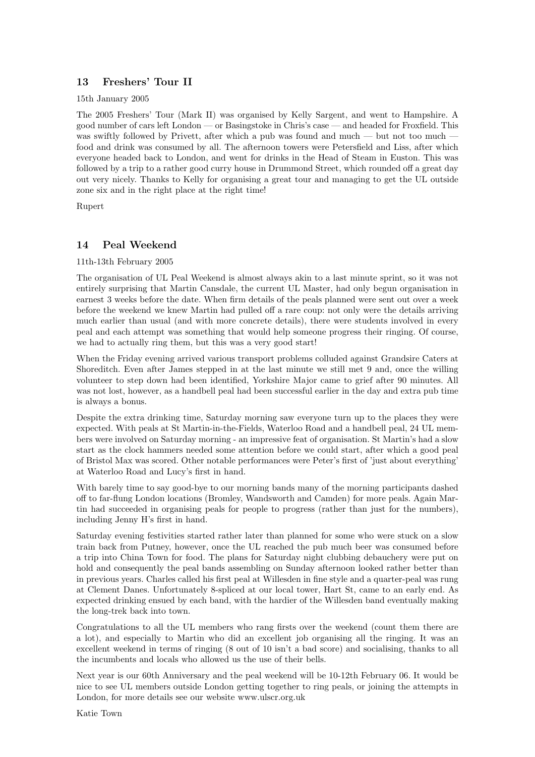## 13 Freshers' Tour II

15th January 2005

The 2005 Freshers' Tour (Mark II) was organised by Kelly Sargent, and went to Hampshire. A good number of cars left London — or Basingstoke in Chris's case — and headed for Froxfield. This was swiftly followed by Privett, after which a pub was found and much — but not too much — food and drink was consumed by all. The afternoon towers were Petersfield and Liss, after which everyone headed back to London, and went for drinks in the Head of Steam in Euston. This was followed by a trip to a rather good curry house in Drummond Street, which rounded off a great day out very nicely. Thanks to Kelly for organising a great tour and managing to get the UL outside zone six and in the right place at the right time!

Rupert

## 14 Peal Weekend

11th-13th February 2005

The organisation of UL Peal Weekend is almost always akin to a last minute sprint, so it was not entirely surprising that Martin Cansdale, the current UL Master, had only begun organisation in earnest 3 weeks before the date. When firm details of the peals planned were sent out over a week before the weekend we knew Martin had pulled off a rare coup: not only were the details arriving much earlier than usual (and with more concrete details), there were students involved in every peal and each attempt was something that would help someone progress their ringing. Of course, we had to actually ring them, but this was a very good start!

When the Friday evening arrived various transport problems colluded against Grandsire Caters at Shoreditch. Even after James stepped in at the last minute we still met 9 and, once the willing volunteer to step down had been identified, Yorkshire Major came to grief after 90 minutes. All was not lost, however, as a handbell peal had been successful earlier in the day and extra pub time is always a bonus.

Despite the extra drinking time, Saturday morning saw everyone turn up to the places they were expected. With peals at St Martin-in-the-Fields, Waterloo Road and a handbell peal, 24 UL members were involved on Saturday morning - an impressive feat of organisation. St Martin's had a slow start as the clock hammers needed some attention before we could start, after which a good peal of Bristol Max was scored. Other notable performances were Peter's first of 'just about everything' at Waterloo Road and Lucy's first in hand.

With barely time to say good-bye to our morning bands many of the morning participants dashed off to far-flung London locations (Bromley, Wandsworth and Camden) for more peals. Again Martin had succeeded in organising peals for people to progress (rather than just for the numbers), including Jenny H's first in hand.

Saturday evening festivities started rather later than planned for some who were stuck on a slow train back from Putney, however, once the UL reached the pub much beer was consumed before a trip into China Town for food. The plans for Saturday night clubbing debauchery were put on hold and consequently the peal bands assembling on Sunday afternoon looked rather better than in previous years. Charles called his first peal at Willesden in fine style and a quarter-peal was rung at Clement Danes. Unfortunately 8-spliced at our local tower, Hart St, came to an early end. As expected drinking ensued by each band, with the hardier of the Willesden band eventually making the long-trek back into town.

Congratulations to all the UL members who rang firsts over the weekend (count them there are a lot), and especially to Martin who did an excellent job organising all the ringing. It was an excellent weekend in terms of ringing (8 out of 10 isn't a bad score) and socialising, thanks to all the incumbents and locals who allowed us the use of their bells.

Next year is our 60th Anniversary and the peal weekend will be 10-12th February 06. It would be nice to see UL members outside London getting together to ring peals, or joining the attempts in London, for more details see our website www.ulscr.org.uk

Katie Town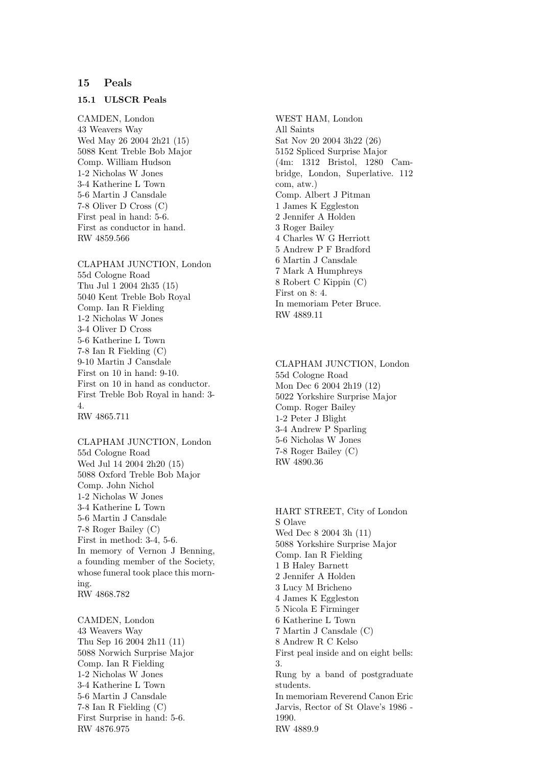## 15 Peals

### 15.1 ULSCR Peals

CAMDEN, London
43 Weavers Way
Wed May 26 2004 2h21 (15)
5088 Kent Treble Bob Major
Comp. William Hudson
1-2 Nicholas W Jones
3-4 Katherine L Town
5-6 Martin J Cansdale
7-8 Oliver D Cross (C)
First peal in hand: 5-6.
First as conductor in hand.
RW 4859.566

CLAPHAM JUNCTION, London
55d Cologne Road
Thu Jul 1 2004 2h35 (15)
5040 Kent Treble Bob Royal
Comp. Ian R Fielding
1-2 Nicholas W Jones
3-4 Oliver D Cross
5-6 Katherine L Town
7-8 Ian R Fielding (C)
9-10 Martin J Cansdale
First on 10 in hand: 9-10.
First on 10 in hand as conductor.
First Treble Bob Royal in hand: 3-4.
RW 4865.711

CLAPHAM JUNCTION, London
55d Cologne Road
Wed Jul 14 2004 2h20 (15)
5088 Oxford Treble Bob Major
Comp. John Nichol
1-2 Nicholas W Jones
3-4 Katherine L Town
5-6 Martin J Cansdale
7-8 Roger Bailey (C)
First in method: 3-4, 5-6.
In memory of Vernon J Benning, a founding member of the Society, whose funeral took place this morning.
RW 4868.782

CAMDEN, London
43 Weavers Way
Thu Sep 16 2004 2h11 (11)
5088 Norwich Surprise Major
Comp. Ian R Fielding
1-2 Nicholas W Jones
3-4 Katherine L Town
5-6 Martin J Cansdale
7-8 Ian R Fielding (C)
First Surprise in hand: 5-6.
RW 4876.975

WEST HAM, London
All Saints
Sat Nov 20 2004 3h22 (26)
5152 Spliced Surprise Major
(4m: 1312 Bristol, 1280 Cambridge, London, Superlative. 112 com, atw.)
Comp. Albert J Pitman
1 James K Eggleston
2 Jennifer A Holden
3 Roger Bailey
4 Charles W G Herriott
5 Andrew P F Bradford
6 Martin J Cansdale
7 Mark A Humphreys
8 Robert C Kippin (C)
First on 8: 4.
In memoriam Peter Bruce.
RW 4889.11

CLAPHAM JUNCTION, London
55d Cologne Road
Mon Dec 6 2004 2h19 (12)
5022 Yorkshire Surprise Major
Comp. Roger Bailey
1-2 Peter J Blight
3-4 Andrew P Sparling
5-6 Nicholas W Jones
7-8 Roger Bailey (C)
RW 4890.36

HART STREET, City of London
S Olave
Wed Dec 8 2004 3h (11)
5088 Yorkshire Surprise Major
Comp. Ian R Fielding
1 B Haley Barnett
2 Jennifer A Holden
3 Lucy M Bricheno
4 James K Eggleston
5 Nicola E Firminger
6 Katherine L Town
7 Martin J Cansdale (C)
8 Andrew R C Kelso
First peal inside and on eight bells: 3.
Rung by a band of postgraduate students.
In memoriam Reverend Canon Eric Jarvis, Rector of St Olave's 1986 - 1990.
RW 4889.9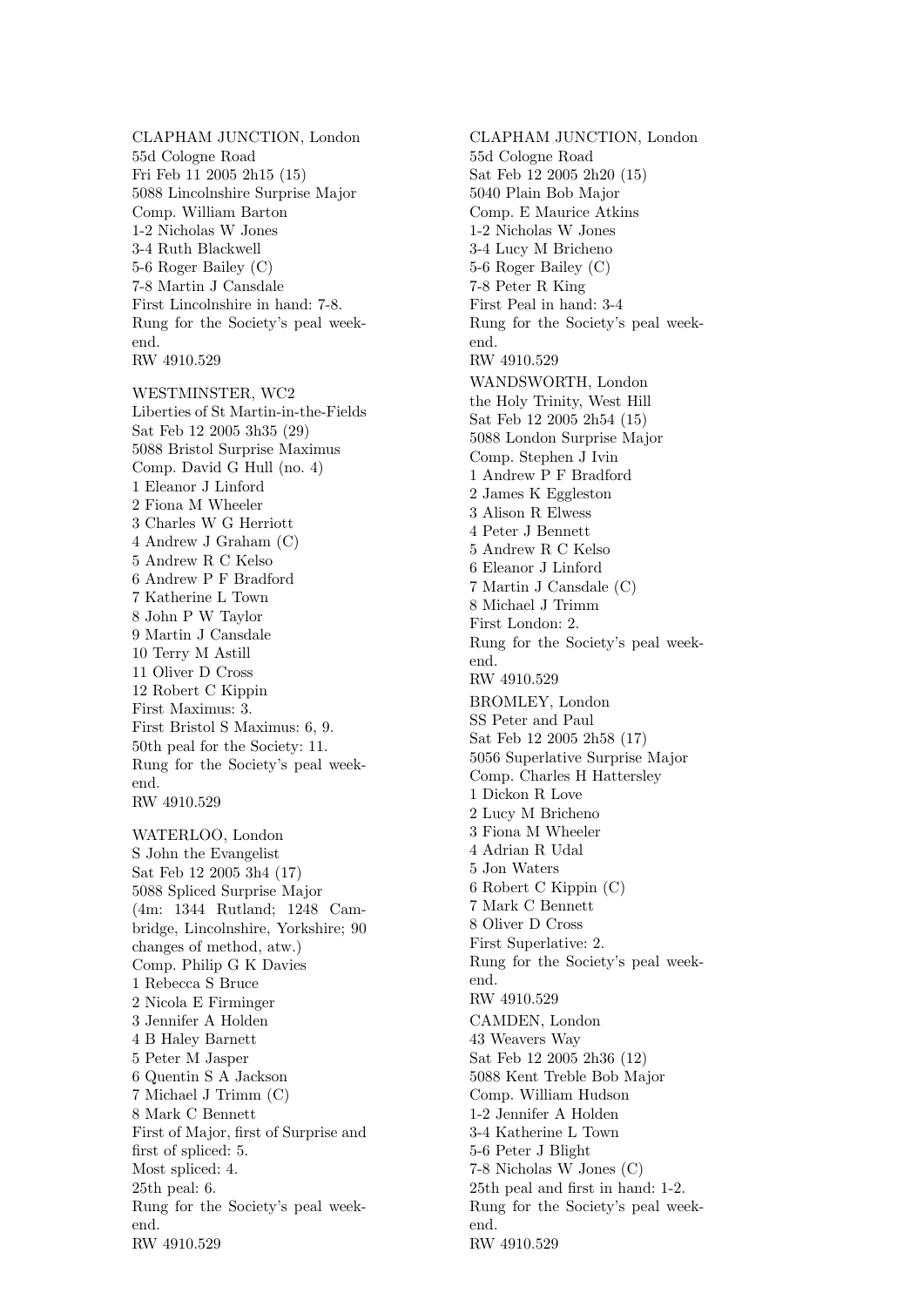CLAPHAM JUNCTION, London
55d Cologne Road
Fri Feb 11 2005 2h15 (15)
5088 Lincolnshire Surprise Major
Comp. William Barton
1-2 Nicholas W Jones
3-4 Ruth Blackwell
5-6 Roger Bailey (C)
7-8 Martin J Cansdale
First Lincolnshire in hand: 7-8.
Rung for the Society's peal weekend.
RW 4910.529

WESTMINSTER, WC2
Liberties of St Martin-in-the-Fields
Sat Feb 12 2005 3h35 (29)
5088 Bristol Surprise Maximus
Comp. David G Hull (no. 4)
1 Eleanor J Linford
2 Fiona M Wheeler
3 Charles W G Herriott
4 Andrew J Graham (C)
5 Andrew R C Kelso
6 Andrew P F Bradford
7 Katherine L Town
8 John P W Taylor
9 Martin J Cansdale
10 Terry M Astill
11 Oliver D Cross
12 Robert C Kippin
First Maximus: 3.
First Bristol S Maximus: 6, 9.
50th peal for the Society: 11.
Rung for the Society's peal weekend.
RW 4910.529

WATERLOO, London
S John the Evangelist
Sat Feb 12 2005 3h4 (17)
5088 Spliced Surprise Major
(4m: 1344 Rutland; 1248 Cambridge, Lincolnshire, Yorkshire; 90 changes of method, atw.)
Comp. Philip G K Davies
1 Rebecca S Bruce
2 Nicola E Firminger
3 Jennifer A Holden
4 B Haley Barnett
5 Peter M Jasper
6 Quentin S A Jackson
7 Michael J Trimm (C)
8 Mark C Bennett
First of Major, first of Surprise and first of spliced: 5.
Most spliced: 4.
25th peal: 6.
Rung for the Society's peal weekend.
RW 4910.529

CLAPHAM JUNCTION, London
55d Cologne Road
Sat Feb 12 2005 2h20 (15)
5040 Plain Bob Major
Comp. E Maurice Atkins
1-2 Nicholas W Jones
3-4 Lucy M Bricheno
5-6 Roger Bailey (C)
7-8 Peter R King
First Peal in hand: 3-4
Rung for the Society's peal weekend.
RW 4910.529

WANDSWORTH, London
the Holy Trinity, West Hill
Sat Feb 12 2005 2h54 (15)
5088 London Surprise Major
Comp. Stephen J Ivin
1 Andrew P F Bradford
2 James K Eggleston
3 Alison R Elwess
4 Peter J Bennett
5 Andrew R C Kelso
6 Eleanor J Linford
7 Martin J Cansdale (C)
8 Michael J Trimm
First London: 2.
Rung for the Society's peal weekend.
RW 4910.529

BROMLEY, London
SS Peter and Paul
Sat Feb 12 2005 2h58 (17)
5056 Superlative Surprise Major
Comp. Charles H Hattersley
1 Dickon R Love
2 Lucy M Bricheno
3 Fiona M Wheeler
4 Adrian R Udal
5 Jon Waters
6 Robert C Kippin (C)
7 Mark C Bennett
8 Oliver D Cross
First Superlative: 2.
Rung for the Society's peal weekend.
RW 4910.529

CAMDEN, London
43 Weavers Way
Sat Feb 12 2005 2h36 (12)
5088 Kent Treble Bob Major
Comp. William Hudson
1-2 Jennifer A Holden
3-4 Katherine L Town
5-6 Peter J Blight
7-8 Nicholas W Jones (C)
25th peal and first in hand: 1-2.
Rung for the Society's peal weekend.
RW 4910.529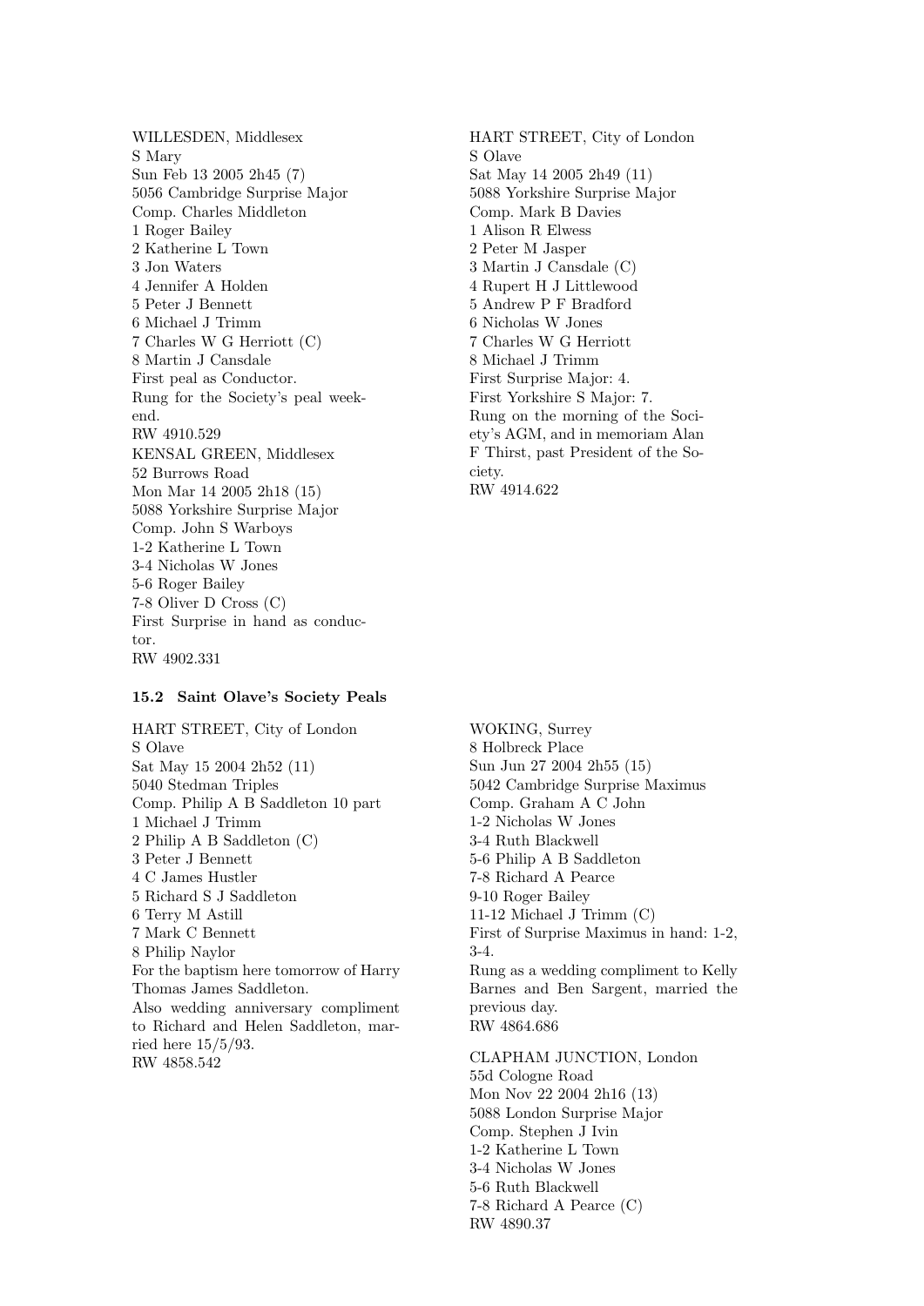WILLESDEN, Middlesex
S Mary
Sun Feb 13 2005 2h45 (7)
5056 Cambridge Surprise Major
Comp. Charles Middleton
1 Roger Bailey
2 Katherine L Town
3 Jon Waters
4 Jennifer A Holden
5 Peter J Bennett
6 Michael J Trimm
7 Charles W G Herriott (C)
8 Martin J Cansdale
First peal as Conductor.
Rung for the Society's peal weekend.
RW 4910.529

KENSAL GREEN, Middlesex
52 Burrows Road
Mon Mar 14 2005 2h18 (15)
5088 Yorkshire Surprise Major
Comp. John S Warboys
1-2 Katherine L Town
3-4 Nicholas W Jones
5-6 Roger Bailey
7-8 Oliver D Cross (C)
First Surprise in hand as conductor.
RW 4902.331

HART STREET, City of London
S Olave
Sat May 14 2005 2h49 (11)
5088 Yorkshire Surprise Major
Comp. Mark B Davies
1 Alison R Elwess
2 Peter M Jasper
3 Martin J Cansdale (C)
4 Rupert H J Littlewood
5 Andrew P F Bradford
6 Nicholas W Jones
7 Charles W G Herriott
8 Michael J Trimm
First Surprise Major: 4.
First Yorkshire S Major: 7.
Rung on the morning of the Society's AGM, and in memoriam Alan F Thirst, past President of the Society.
RW 4914.622

### 15.2 Saint Olave's Society Peals

HART STREET, City of London
S Olave
Sat May 15 2004 2h52 (11)
5040 Stedman Triples
Comp. Philip A B Saddleton 10 part
1 Michael J Trimm
2 Philip A B Saddleton (C)
3 Peter J Bennett
4 C James Hustler
5 Richard S J Saddleton
6 Terry M Astill
7 Mark C Bennett
8 Philip Naylor
For the baptism here tomorrow of Harry Thomas James Saddleton.
Also wedding anniversary compliment to Richard and Helen Saddleton, married here 15/5/93.
RW 4858.542

WOKING, Surrey
8 Holbreck Place
Sun Jun 27 2004 2h55 (15)
5042 Cambridge Surprise Maximus
Comp. Graham A C John
1-2 Nicholas W Jones
3-4 Ruth Blackwell
5-6 Philip A B Saddleton
7-8 Richard A Pearce
9-10 Roger Bailey
11-12 Michael J Trimm (C)
First of Surprise Maximus in hand: 1-2, 3-4.
Rung as a wedding compliment to Kelly Barnes and Ben Sargent, married the previous day.
RW 4864.686

CLAPHAM JUNCTION, London
55d Cologne Road
Mon Nov 22 2004 2h16 (13)
5088 London Surprise Major
Comp. Stephen J Ivin
1-2 Katherine L Town
3-4 Nicholas W Jones
5-6 Ruth Blackwell
7-8 Richard A Pearce (C)
RW 4890.37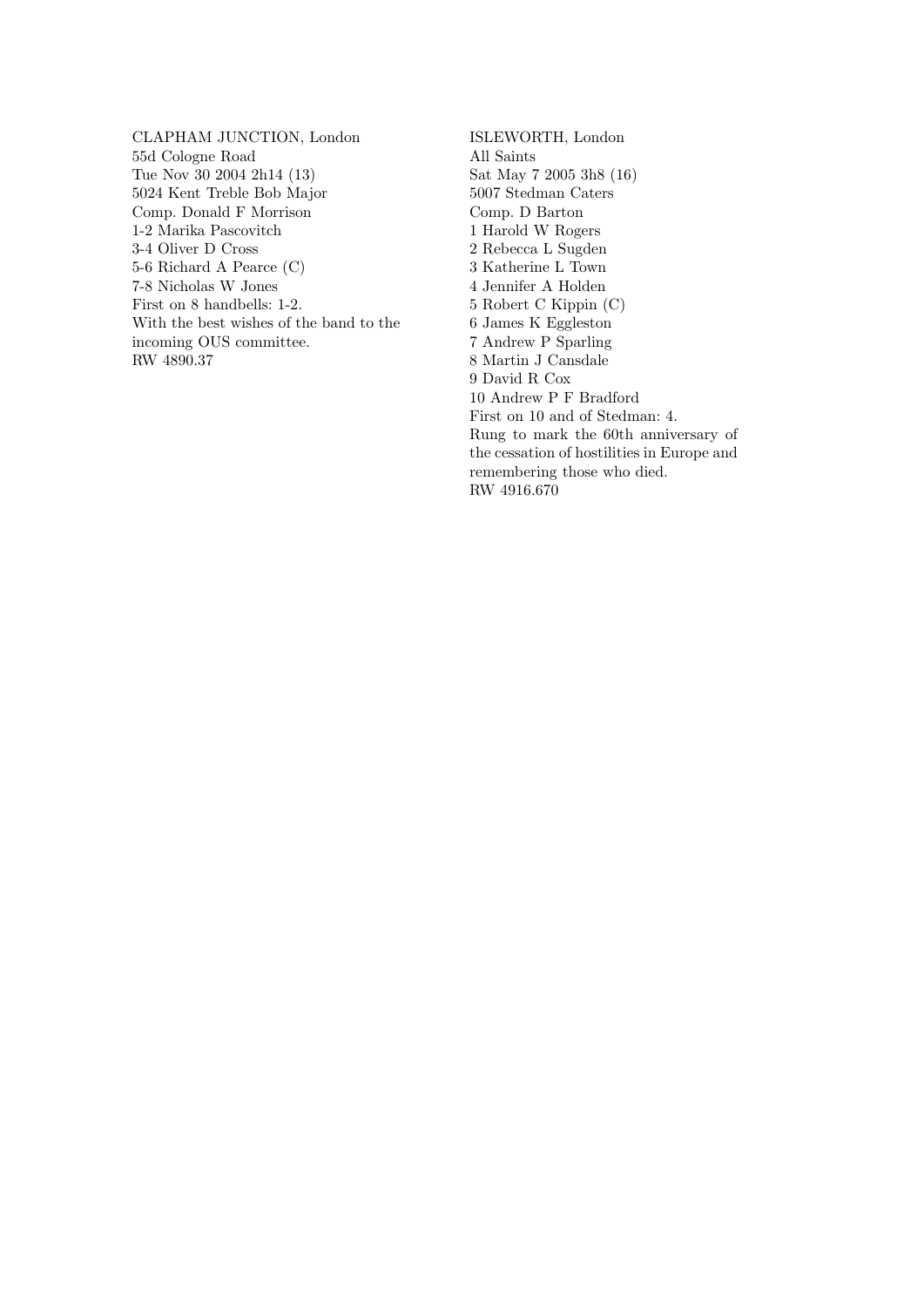CLAPHAM JUNCTION, London
55d Cologne Road
Tue Nov 30 2004 2h14 (13)
5024 Kent Treble Bob Major
Comp. Donald F Morrison
1-2 Marika Pascovitch
3-4 Oliver D Cross
5-6 Richard A Pearce (C)
7-8 Nicholas W Jones
First on 8 handbells: 1-2.
With the best wishes of the band to the incoming OUS committee.
RW 4890.37

ISLEWORTH, London
All Saints
Sat May 7 2005 3h8 (16)
5007 Stedman Caters
Comp. D Barton
1 Harold W Rogers
2 Rebecca L Sugden
3 Katherine L Town
4 Jennifer A Holden
5 Robert C Kippin (C)
6 James K Eggleston
7 Andrew P Sparling
8 Martin J Cansdale
9 David R Cox
10 Andrew P F Bradford
First on 10 and of Stedman: 4.
Rung to mark the 60th anniversary of the cessation of hostilities in Europe and remembering those who died.
RW 4916.670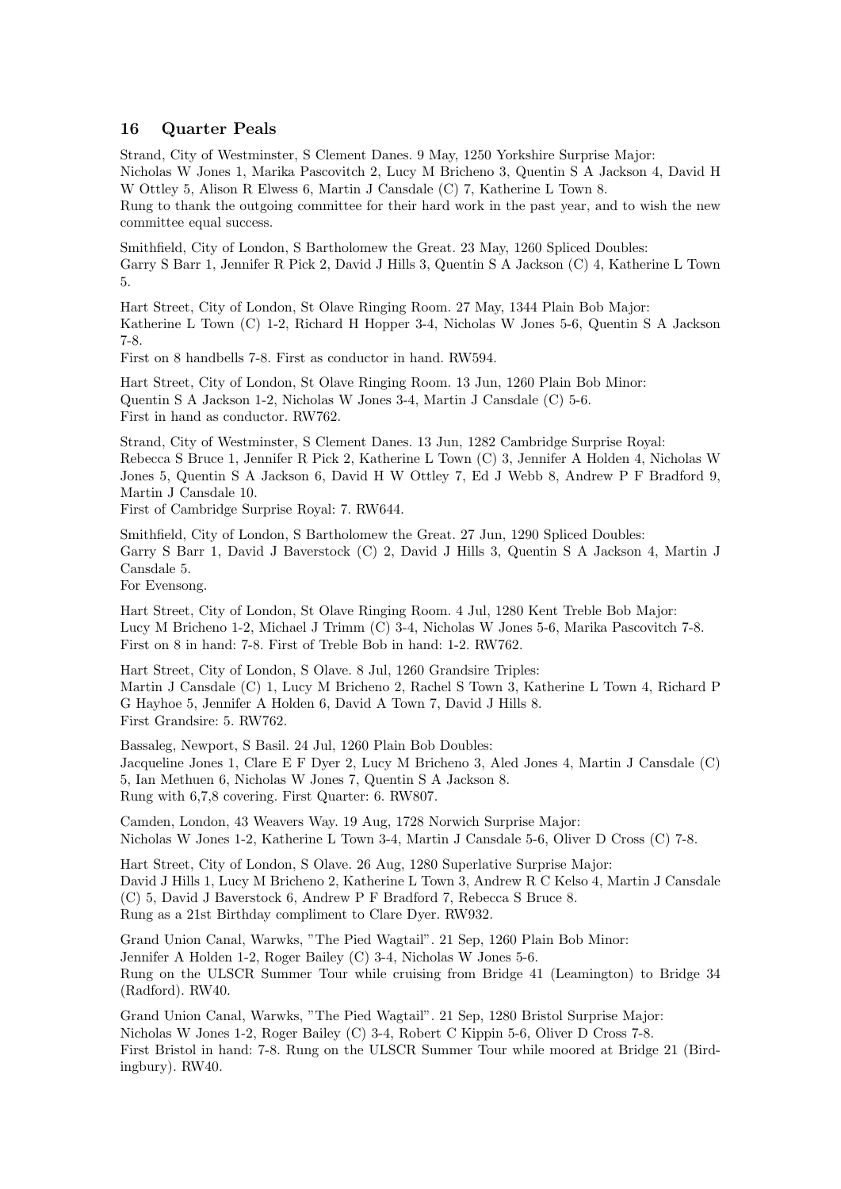## 16 Quarter Peals

Strand, City of Westminster, S Clement Danes. 9 May, 1250 Yorkshire Surprise Major:
Nicholas W Jones 1, Marika Pascovitch 2, Lucy M Bricheno 3, Quentin S A Jackson 4, David H W Ottley 5, Alison R Elwess 6, Martin J Cansdale (C) 7, Katherine L Town 8.
Rung to thank the outgoing committee for their hard work in the past year, and to wish the new committee equal success.

Smithfield, City of London, S Bartholomew the Great. 23 May, 1260 Spliced Doubles:
Garry S Barr 1, Jennifer R Pick 2, David J Hills 3, Quentin S A Jackson (C) 4, Katherine L Town 5.

Hart Street, City of London, St Olave Ringing Room. 27 May, 1344 Plain Bob Major:
Katherine L Town (C) 1-2, Richard H Hopper 3-4, Nicholas W Jones 5-6, Quentin S A Jackson 7-8.
First on 8 handbells 7-8. First as conductor in hand. RW594.

Hart Street, City of London, St Olave Ringing Room. 13 Jun, 1260 Plain Bob Minor:
Quentin S A Jackson 1-2, Nicholas W Jones 3-4, Martin J Cansdale (C) 5-6.
First in hand as conductor. RW762.

Strand, City of Westminster, S Clement Danes. 13 Jun, 1282 Cambridge Surprise Royal:
Rebecca S Bruce 1, Jennifer R Pick 2, Katherine L Town (C) 3, Jennifer A Holden 4, Nicholas W Jones 5, Quentin S A Jackson 6, David H W Ottley 7, Ed J Webb 8, Andrew P F Bradford 9, Martin J Cansdale 10.
First of Cambridge Surprise Royal: 7. RW644.

Smithfield, City of London, S Bartholomew the Great. 27 Jun, 1290 Spliced Doubles:
Garry S Barr 1, David J Baverstock (C) 2, David J Hills 3, Quentin S A Jackson 4, Martin J Cansdale 5.
For Evensong.

Hart Street, City of London, St Olave Ringing Room. 4 Jul, 1280 Kent Treble Bob Major:
Lucy M Bricheno 1-2, Michael J Trimm (C) 3-4, Nicholas W Jones 5-6, Marika Pascovitch 7-8.
First on 8 in hand: 7-8. First of Treble Bob in hand: 1-2. RW762.

Hart Street, City of London, S Olave. 8 Jul, 1260 Grandsire Triples:
Martin J Cansdale (C) 1, Lucy M Bricheno 2, Rachel S Town 3, Katherine L Town 4, Richard P G Hayhoe 5, Jennifer A Holden 6, David A Town 7, David J Hills 8.
First Grandsire: 5. RW762.

Bassaleg, Newport, S Basil. 24 Jul, 1260 Plain Bob Doubles:
Jacqueline Jones 1, Clare E F Dyer 2, Lucy M Bricheno 3, Aled Jones 4, Martin J Cansdale (C) 5, Ian Methuen 6, Nicholas W Jones 7, Quentin S A Jackson 8.
Rung with 6,7,8 covering. First Quarter: 6. RW807.

Camden, London, 43 Weavers Way. 19 Aug, 1728 Norwich Surprise Major:
Nicholas W Jones 1-2, Katherine L Town 3-4, Martin J Cansdale 5-6, Oliver D Cross (C) 7-8.

Hart Street, City of London, S Olave. 26 Aug, 1280 Superlative Surprise Major:
David J Hills 1, Lucy M Bricheno 2, Katherine L Town 3, Andrew R C Kelso 4, Martin J Cansdale (C) 5, David J Baverstock 6, Andrew P F Bradford 7, Rebecca S Bruce 8.
Rung as a 21st Birthday compliment to Clare Dyer. RW932.

Grand Union Canal, Warwks, "The Pied Wagtail". 21 Sep, 1260 Plain Bob Minor:
Jennifer A Holden 1-2, Roger Bailey (C) 3-4, Nicholas W Jones 5-6.
Rung on the ULSCR Summer Tour while cruising from Bridge 41 (Leamington) to Bridge 34 (Radford). RW40.

Grand Union Canal, Warwks, "The Pied Wagtail". 21 Sep, 1280 Bristol Surprise Major:
Nicholas W Jones 1-2, Roger Bailey (C) 3-4, Robert C Kippin 5-6, Oliver D Cross 7-8.
First Bristol in hand: 7-8. Rung on the ULSCR Summer Tour while moored at Bridge 21 (Birdingbury). RW40.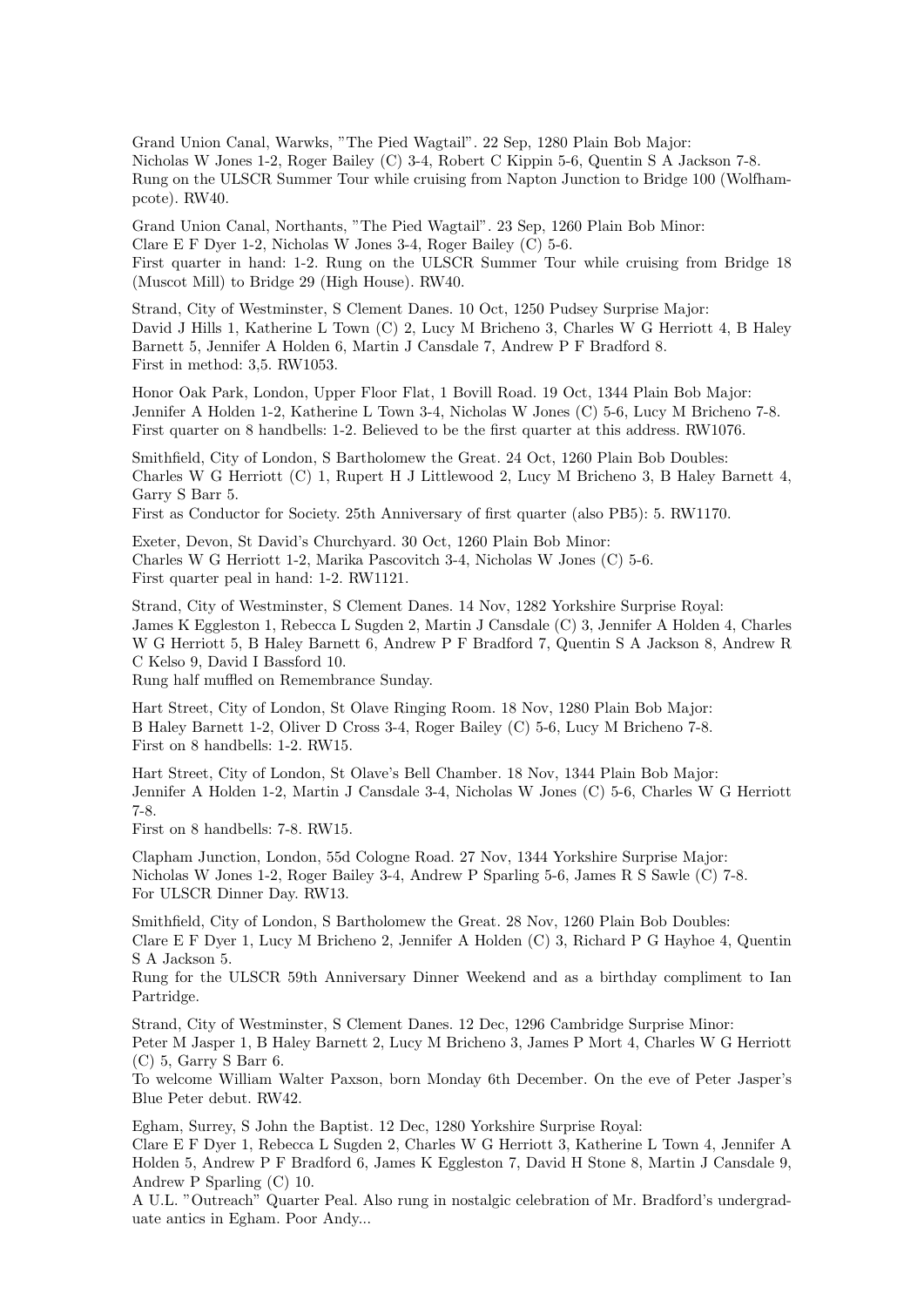Grand Union Canal, Warwks, "The Pied Wagtail". 22 Sep, 1280 Plain Bob Major:
Nicholas W Jones 1-2, Roger Bailey (C) 3-4, Robert C Kippin 5-6, Quentin S A Jackson 7-8.
Rung on the ULSCR Summer Tour while cruising from Napton Junction to Bridge 100 (Wolfhampcote). RW40.

Grand Union Canal, Northants, "The Pied Wagtail". 23 Sep, 1260 Plain Bob Minor:
Clare E F Dyer 1-2, Nicholas W Jones 3-4, Roger Bailey (C) 5-6.
First quarter in hand: 1-2. Rung on the ULSCR Summer Tour while cruising from Bridge 18 (Muscot Mill) to Bridge 29 (High House). RW40.

Strand, City of Westminster, S Clement Danes. 10 Oct, 1250 Pudsey Surprise Major:
David J Hills 1, Katherine L Town (C) 2, Lucy M Bricheno 3, Charles W G Herriott 4, B Haley Barnett 5, Jennifer A Holden 6, Martin J Cansdale 7, Andrew P F Bradford 8.
First in method: 3,5. RW1053.

Honor Oak Park, London, Upper Floor Flat, 1 Bovill Road. 19 Oct, 1344 Plain Bob Major:
Jennifer A Holden 1-2, Katherine L Town 3-4, Nicholas W Jones (C) 5-6, Lucy M Bricheno 7-8.
First quarter on 8 handbells: 1-2. Believed to be the first quarter at this address. RW1076.

Smithfield, City of London, S Bartholomew the Great. 24 Oct, 1260 Plain Bob Doubles:
Charles W G Herriott (C) 1, Rupert H J Littlewood 2, Lucy M Bricheno 3, B Haley Barnett 4, Garry S Barr 5.
First as Conductor for Society. 25th Anniversary of first quarter (also PB5): 5. RW1170.

Exeter, Devon, St David's Churchyard. 30 Oct, 1260 Plain Bob Minor:
Charles W G Herriott 1-2, Marika Pascovitch 3-4, Nicholas W Jones (C) 5-6.
First quarter peal in hand: 1-2. RW1121.

Strand, City of Westminster, S Clement Danes. 14 Nov, 1282 Yorkshire Surprise Royal:
James K Eggleston 1, Rebecca L Sugden 2, Martin J Cansdale (C) 3, Jennifer A Holden 4, Charles W G Herriott 5, B Haley Barnett 6, Andrew P F Bradford 7, Quentin S A Jackson 8, Andrew R C Kelso 9, David I Bassford 10.
Rung half muffled on Remembrance Sunday.

Hart Street, City of London, St Olave Ringing Room. 18 Nov, 1280 Plain Bob Major:
B Haley Barnett 1-2, Oliver D Cross 3-4, Roger Bailey (C) 5-6, Lucy M Bricheno 7-8.
First on 8 handbells: 1-2. RW15.

Hart Street, City of London, St Olave's Bell Chamber. 18 Nov, 1344 Plain Bob Major:
Jennifer A Holden 1-2, Martin J Cansdale 3-4, Nicholas W Jones (C) 5-6, Charles W G Herriott 7-8.
First on 8 handbells: 7-8. RW15.

Clapham Junction, London, 55d Cologne Road. 27 Nov, 1344 Yorkshire Surprise Major:
Nicholas W Jones 1-2, Roger Bailey 3-4, Andrew P Sparling 5-6, James R S Sawle (C) 7-8.
For ULSCR Dinner Day. RW13.

Smithfield, City of London, S Bartholomew the Great. 28 Nov, 1260 Plain Bob Doubles:
Clare E F Dyer 1, Lucy M Bricheno 2, Jennifer A Holden (C) 3, Richard P G Hayhoe 4, Quentin S A Jackson 5.
Rung for the ULSCR 59th Anniversary Dinner Weekend and as a birthday compliment to Ian Partridge.

Strand, City of Westminster, S Clement Danes. 12 Dec, 1296 Cambridge Surprise Minor:
Peter M Jasper 1, B Haley Barnett 2, Lucy M Bricheno 3, James P Mort 4, Charles W G Herriott (C) 5, Garry S Barr 6.
To welcome William Walter Paxson, born Monday 6th December. On the eve of Peter Jasper's Blue Peter debut. RW42.

Egham, Surrey, S John the Baptist. 12 Dec, 1280 Yorkshire Surprise Royal:
Clare E F Dyer 1, Rebecca L Sugden 2, Charles W G Herriott 3, Katherine L Town 4, Jennifer A Holden 5, Andrew P F Bradford 6, James K Eggleston 7, David H Stone 8, Martin J Cansdale 9, Andrew P Sparling (C) 10.
A U.L. "Outreach" Quarter Peal. Also rung in nostalgic celebration of Mr. Bradford's undergraduate antics in Egham. Poor Andy...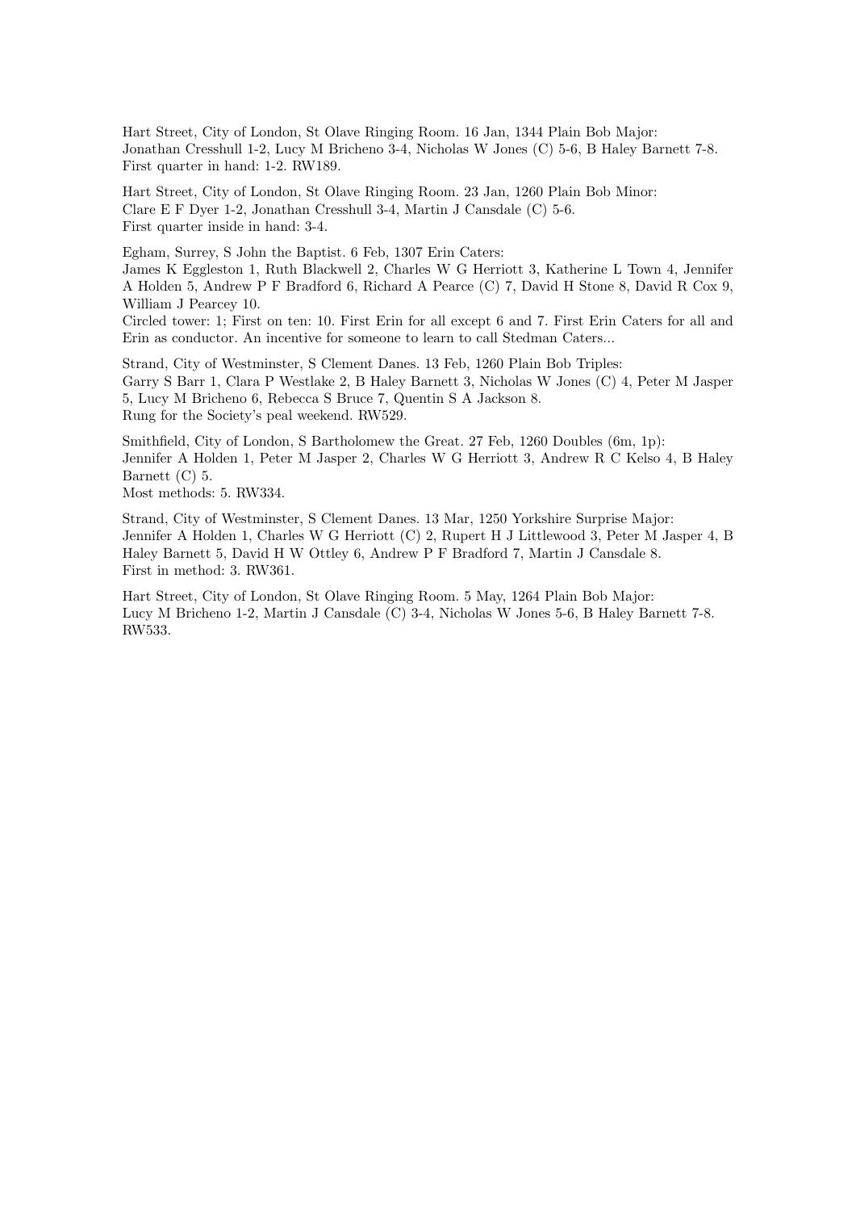Hart Street, City of London, St Olave Ringing Room. 16 Jan, 1344 Plain Bob Major:
Jonathan Cresshull 1-2, Lucy M Bricheno 3-4, Nicholas W Jones (C) 5-6, B Haley Barnett 7-8.
First quarter in hand: 1-2. RW189.

Hart Street, City of London, St Olave Ringing Room. 23 Jan, 1260 Plain Bob Minor:
Clare E F Dyer 1-2, Jonathan Cresshull 3-4, Martin J Cansdale (C) 5-6.
First quarter inside in hand: 3-4.

Egham, Surrey, S John the Baptist. 6 Feb, 1307 Erin Caters:
James K Eggleston 1, Ruth Blackwell 2, Charles W G Herriott 3, Katherine L Town 4, Jennifer A Holden 5, Andrew P F Bradford 6, Richard A Pearce (C) 7, David H Stone 8, David R Cox 9, William J Pearcey 10.
Circled tower: 1; First on ten: 10. First Erin for all except 6 and 7. First Erin Caters for all and Erin as conductor. An incentive for someone to learn to call Stedman Caters...

Strand, City of Westminster, S Clement Danes. 13 Feb, 1260 Plain Bob Triples:
Garry S Barr 1, Clara P Westlake 2, B Haley Barnett 3, Nicholas W Jones (C) 4, Peter M Jasper 5, Lucy M Bricheno 6, Rebecca S Bruce 7, Quentin S A Jackson 8.
Rung for the Society's peal weekend. RW529.

Smithfield, City of London, S Bartholomew the Great. 27 Feb, 1260 Doubles (6m, 1p):
Jennifer A Holden 1, Peter M Jasper 2, Charles W G Herriott 3, Andrew R C Kelso 4, B Haley Barnett (C) 5.
Most methods: 5. RW334.

Strand, City of Westminster, S Clement Danes. 13 Mar, 1250 Yorkshire Surprise Major:
Jennifer A Holden 1, Charles W G Herriott (C) 2, Rupert H J Littlewood 3, Peter M Jasper 4, B Haley Barnett 5, David H W Ottley 6, Andrew P F Bradford 7, Martin J Cansdale 8.
First in method: 3. RW361.

Hart Street, City of London, St Olave Ringing Room. 5 May, 1264 Plain Bob Major:
Lucy M Bricheno 1-2, Martin J Cansdale (C) 3-4, Nicholas W Jones 5-6, B Haley Barnett 7-8.
RW533.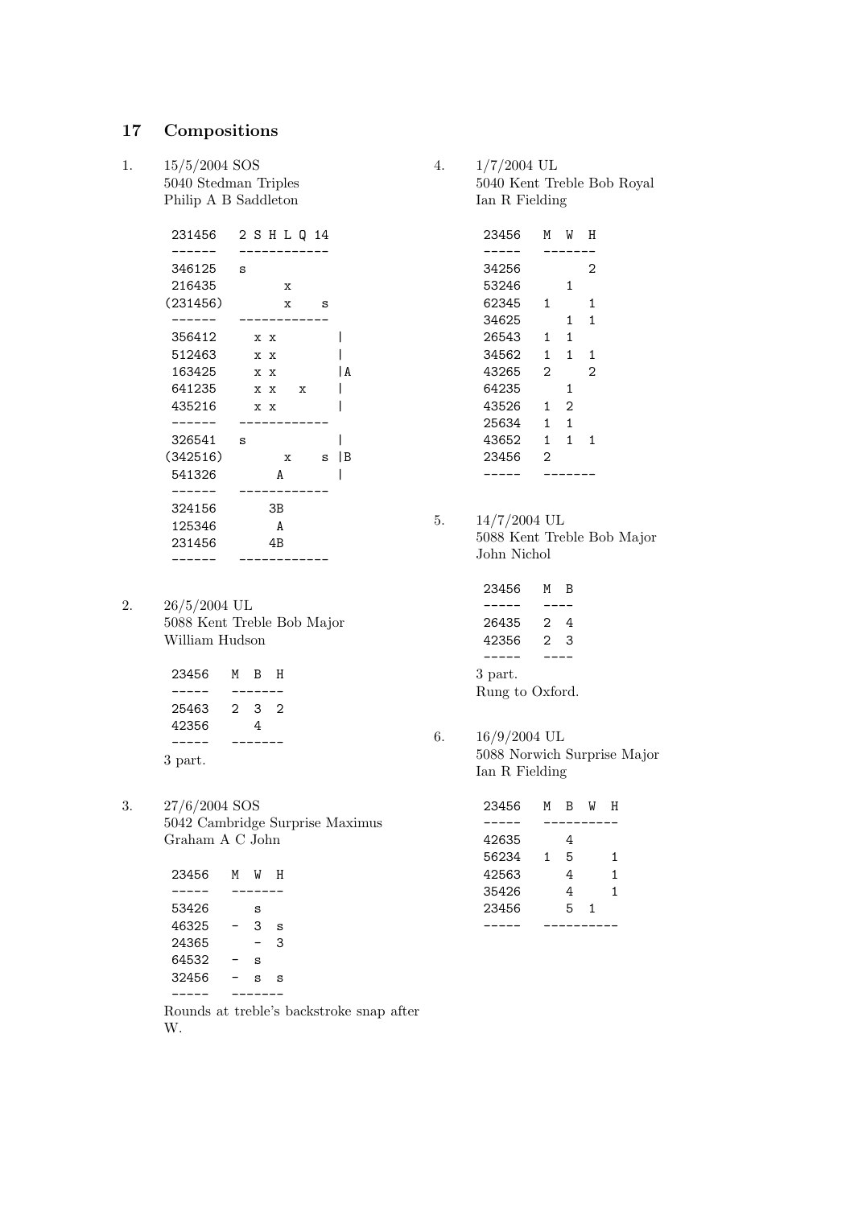## 17 Compositions

1. 15/5/2004 SOS
   5040 Stedman Triples
   Philip A B Saddleton

```
 231456   2 S H L Q 14
 ------   ------------
 346125   s
 216435         x
(231456)        x    s
 ------   ------------
 356412     x x        |
 512463     x x        |
 163425     x x        |A
 641235     x x   x    |
 435216     x x        |
 ------   ------------
 326541   s            |
(342516)        x    s |B
 541326        A       |
 ------   ------------
 324156       3B
 125346        A
 231456       4B
 ------   ------------
```

2. 26/5/2004 UL
   5088 Kent Treble Bob Major
   William Hudson

```
 23456   M  B  H
 -----   -------
 25463   2  3  2
 42356      4
 -----   -------
```

3 part.

3. 27/6/2004 SOS
   5042 Cambridge Surprise Maximus
   Graham A C John

```
 23456   M  W  H
 -----   -------
 53426      s
 46325   -  3  s
 24365      -  3
 64532   -  s
 32456   -  s  s
 -----   -------
```

Rounds at treble's backstroke snap after W.

4. 1/7/2004 UL
   5040 Kent Treble Bob Royal
   Ian R Fielding

```
 23456   M  W  H
 -----   -------
 34256         2
 53246      1
 62345   1     1
 34625      1  1
 26543   1  1
 34562   1  1  1
 43265   2     2
 64235      1
 43526   1  2
 25634   1  1
 43652   1  1  1
 23456   2
 -----   -------
```

5. 14/7/2004 UL
   5088 Kent Treble Bob Major
   John Nichol

```
 23456   M  B
 -----   ----
 26435   2  4
 42356   2  3
 -----   ----
```

3 part.
Rung to Oxford.

6. 16/9/2004 UL
   5088 Norwich Surprise Major
   Ian R Fielding

```
 23456   M  B  W  H
 -----   ----------
 42635      4
 56234   1  5     1
 42563      4     1
 35426      4     1
 23456      5  1
 -----   ----------
```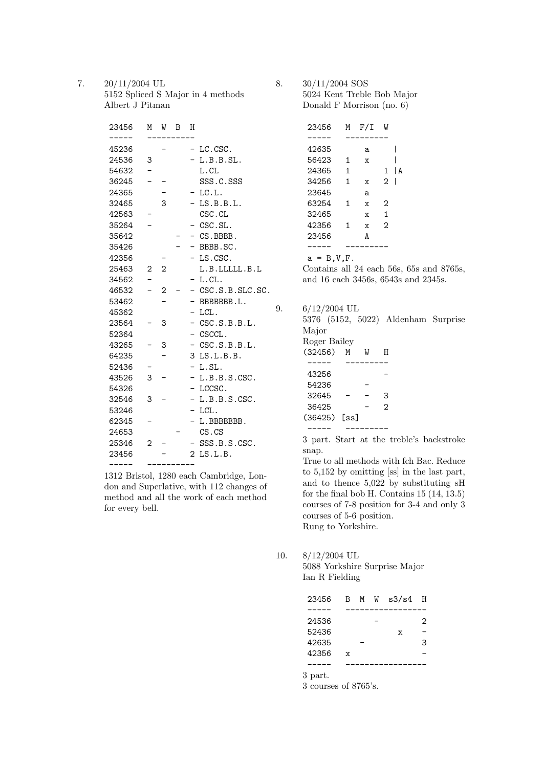7. 20/11/2004 UL
5152 Spliced S Major in 4 methods
Albert J Pitman

```
 23456   M  W  B  H
 -----   ----------
 45236      -     - LC.CSC.
 24536   3        - L.B.B.SL.
 54632   -          L.CL
 36245   -  -       SSS.C.SSS
 24365      -     - LC.L.
 32465      3     - LS.B.B.L.
 42563   -          CSC.CL
 35264   -        - CSC.SL.
 35642         -  - CS.BBBB.
 35426         -  - BBBB.SC.
 42356      -     - LS.CSC.
 25463   2  2       L.B.LLLLL.B.L
 34562   -        - L.CL.
 46532   -  2  -  - CSC.S.B.SLC.SC.
 53462      -     - BBBBBBB.L.
 45362            - LCL.
 23564   -  3     - CSC.S.B.B.L.
 52364            - CSCCL.
 43265   -  3     - CSC.S.B.B.L.
 64235      -     3 LS.L.B.B.
 52436   -        - L.SL.
 43526   3  -     - L.B.B.S.CSC.
 54326            - LCCSC.
 32546   3  -     - L.B.B.S.CSC.
 53246            - LCL.
 62345   -        - L.BBBBBBB.
 24653         -    CS.CS
 25346   2  -     - SSS.B.S.CSC.
 23456      -     2 LS.L.B.
 -----   ----------
```

1312 Bristol, 1280 each Cambridge, London and Superlative, with 112 changes of method and all the work of each method for every bell.

8. 30/11/2004 SOS
5024 Kent Treble Bob Major
Donald F Morrison (no. 6)

```
 23456   M  F/I  W
 -----   ---------
 42635       a      |
 56423   1   x      |
 24365   1       1  |A
 34256   1   x   2  |
 23645       a
 63254   1   x   2
 32465       x   1
 42356   1   x   2
 23456       A
 -----   ---------
```

a = B,V,F.
Contains all 24 each 56s, 65s and 8765s, and 16 each 3456s, 6543s and 2345s.

9. 6/12/2004 UL
5376 (5152, 5022) Aldenham Surprise Major
Roger Bailey

```
(32456)  M   W   H
 -----   ---------
 43256           -
 54236       -
 32645   -   -   3
 36425       -   2
(36425) [ss]
 -----   ---------
```

3 part. Start at the treble's backstroke snap.
True to all methods with fch Bac. Reduce to 5,152 by omitting [ss] in the last part, and to thence 5,022 by substituting sH for the final bob H. Contains 15 (14, 13.5) courses of 7-8 position for 3-4 and only 3 courses of 5-6 position.
Rung to Yorkshire.

10. 8/12/2004 UL
5088 Yorkshire Surprise Major
Ian R Fielding

```
 23456   B  M  W  s3/s4  H
 -----   -----------------
 24536         -         2
 52436               x   -
 42635      -            3
 42356   x               -
 -----   -----------------
```

3 part.
3 courses of 8765's.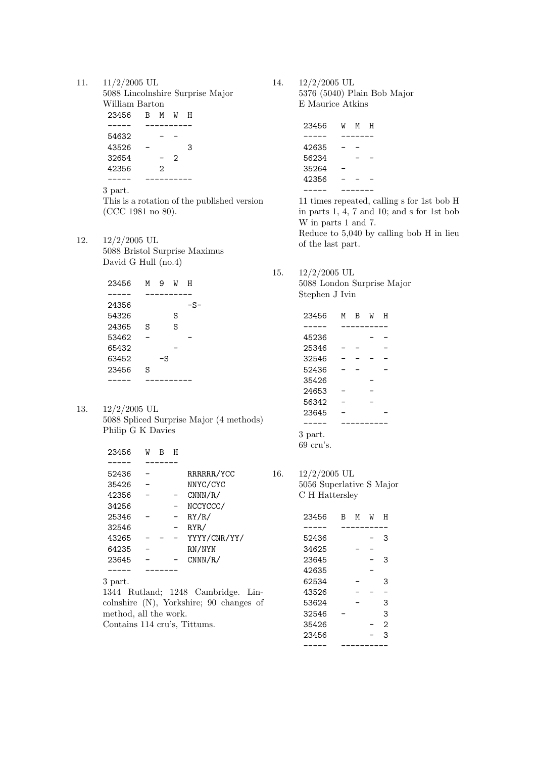11. 11/2/2005 UL
5088 Lincolnshire Surprise Major
William Barton

| 23456 | B | M | W | H |
|---|---|---|---|---|
| 54632 | | - | - | |
| 43526 | - | | | 3 |
| 32654 | | - | 2 | |
| 42356 | | 2 | | |

3 part.
This is a rotation of the published version (CCC 1981 no 80).

12. 12/2/2005 UL
5088 Bristol Surprise Maximus
David G Hull (no.4)

| 23456 | M | 9 | W | H |
|---|---|---|---|---|
| 24356 | | | | -S- |
| 54326 | | | S | |
| 24365 | S | | S | |
| 53462 | - | | | - |
| 65432 | | | - | |
| 63452 | | -S | | |
| 23456 | S | | | |

13. 12/2/2005 UL
5088 Spliced Surprise Major (4 methods)
Philip G K Davies

| 23456 | W | B | H | |
|---|---|---|---|---|
| 52436 | - | | | RRRRRR/YCC |
| 35426 | - | | | NNYC/CYC |
| 42356 | - | | - | CNNN/R/ |
| 34256 | | | - | NCCYCCC/ |
| 25346 | - | | - | RY/R/ |
| 32546 | | | - | RYR/ |
| 43265 | - | - | - | YYYY/CNR/YY/ |
| 64235 | - | | | RN/NYN |
| 23645 | - | | - | CNNN/R/ |

3 part.
1344 Rutland; 1248 Cambridge. Lincolnshire (N), Yorkshire; 90 changes of method, all the work.
Contains 114 cru's, Tittums.

14. 12/2/2005 UL
5376 (5040) Plain Bob Major
E Maurice Atkins

| 23456 | W | M | H |
|---|---|---|---|
| 42635 | - | - | |
| 56234 | | - | - |
| 35264 | - | | |
| 42356 | - | - | - |

11 times repeated, calling s for 1st bob H in parts 1, 4, 7 and 10; and s for 1st bob W in parts 1 and 7.
Reduce to 5,040 by calling bob H in lieu of the last part.

15. 12/2/2005 UL
5088 London Surprise Major
Stephen J Ivin

| 23456 | M | B | W | H |
|---|---|---|---|---|
| 45236 | | | - | - |
| 25346 | - | - | | - |
| 32546 | - | - | - | - |
| 52436 | - | - | | - |
| 35426 | | | - | |
| 24653 | - | | - | |
| 56342 | - | | - | |
| 23645 | - | | | - |

3 part.
69 cru's.

16. 12/2/2005 UL
5056 Superlative S Major
C H Hattersley

| 23456 | B | M | W | H |
|---|---|---|---|---|
| 52436 | | | - | 3 |
| 34625 | | - | - | |
| 23645 | | | - | 3 |
| 42635 | | | - | |
| 62534 | | - | | 3 |
| 43526 | | - | - | - |
| 53624 | | - | | 3 |
| 32546 | - | | | 3 |
| 35426 | | | - | 2 |
| 23456 | | | - | 3 |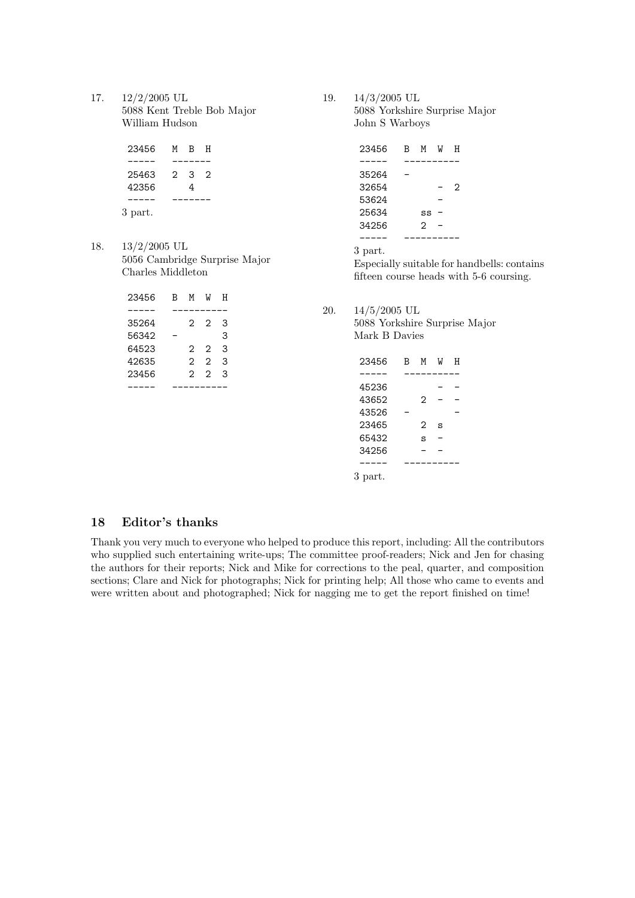17. 12/2/2005 UL
5088 Kent Treble Bob Major
William Hudson

| 23456 | M | B | H |
|---|---|---|---|
| 25463 | 2 | 3 | 2 |
| 42356 | | 4 | |

3 part.

18. 13/2/2005 UL
5056 Cambridge Surprise Major
Charles Middleton

| 23456 | B | M | W | H |
|---|---|---|---|---|
| 35264 | | 2 | 2 | 3 |
| 56342 | - | | | 3 |
| 64523 | | 2 | 2 | 3 |
| 42635 | | 2 | 2 | 3 |
| 23456 | | 2 | 2 | 3 |

19. 14/3/2005 UL
5088 Yorkshire Surprise Major
John S Warboys

| 23456 | B | M | W | H |
|---|---|---|---|---|
| 35264 | - | | | |
| 32654 | | | - | 2 |
| 53624 | | | - | |
| 25634 | | ss | - | |
| 34256 | | 2 | - | |

3 part.
Especially suitable for handbells: contains fifteen course heads with 5-6 coursing.

20. 14/5/2005 UL
5088 Yorkshire Surprise Major
Mark B Davies

| 23456 | B | M | W | H |
|---|---|---|---|---|
| 45236 | | | - | - |
| 43652 | | 2 | - | - |
| 43526 | - | | | - |
| 23465 | | 2 | s | |
| 65432 | | s | - | |
| 34256 | | | - | - |

3 part.

## 18 Editor's thanks

Thank you very much to everyone who helped to produce this report, including: All the contributors who supplied such entertaining write-ups; The committee proof-readers; Nick and Jen for chasing the authors for their reports; Nick and Mike for corrections to the peal, quarter, and composition sections; Clare and Nick for photographs; Nick for printing help; All those who came to events and were written about and photographed; Nick for nagging me to get the report finished on time!